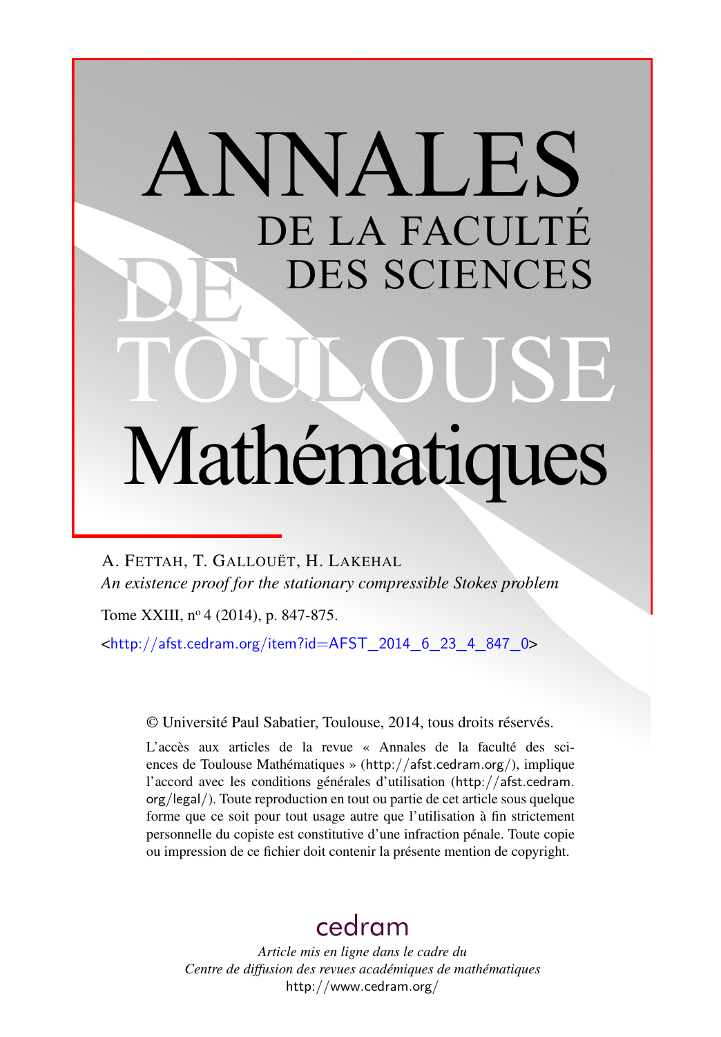# ANNALES DE LA FACULTÉ DES SCIENCES DE TOULOUSE Mathématiques

A. Fettah, T. Gallouët, H. Lakehal

*An existence proof for the stationary compressible Stokes problem*

Tome XXIII, n° 4 (2014), p. 847-875.

<http://afst.cedram.org/item?id=AFST_2014_6_23_4_847_0>

© Université Paul Sabatier, Toulouse, 2014, tous droits réservés.

L'accès aux articles de la revue « Annales de la faculté des sciences de Toulouse Mathématiques » (http://afst.cedram.org/), implique l'accord avec les conditions générales d'utilisation (http://afst.cedram.org/legal/). Toute reproduction en tout ou partie de cet article sous quelque forme que ce soit pour tout usage autre que l'utilisation à fin strictement personnelle du copiste est constitutive d'une infraction pénale. Toute copie ou impression de ce fichier doit contenir la présente mention de copyright.

cedram

*Article mis en ligne dans le cadre du Centre de diffusion des revues académiques de mathématiques*

http://www.cedram.org/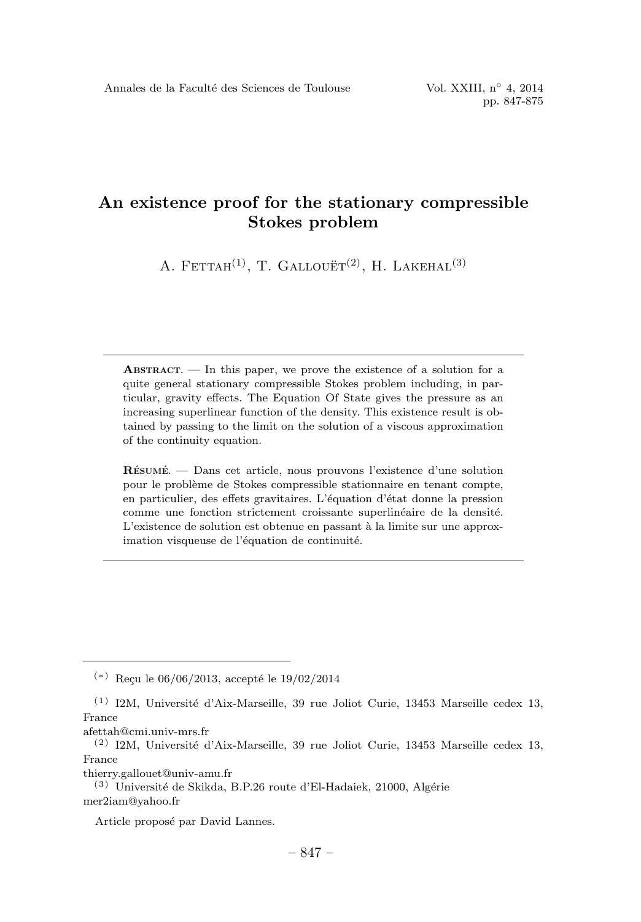# An existence proof for the stationary compressible Stokes problem

A. Fettah[(1)], T. Gallouët[(2)], H. Lakehal[(3)]

---

**Abstract.** — In this paper, we prove the existence of a solution for a quite general stationary compressible Stokes problem including, in particular, gravity effects. The Equation Of State gives the pressure as an increasing superlinear function of the density. This existence result is obtained by passing to the limit on the solution of a viscous approximation of the continuity equation.

**Résumé.** — Dans cet article, nous prouvons l'existence d'une solution pour le problème de Stokes compressible stationnaire en tenant compte, en particulier, des effets gravitaires. L'équation d'état donne la pression comme une fonction strictement croissante superlinéaire de la densité. L'existence de solution est obtenue en passant à la limite sur une approximation visqueuse de l'équation de continuité.

---

[(*)] Reçu le 06/06/2013, accepté le 19/02/2014

[(1)] I2M, Université d'Aix-Marseille, 39 rue Joliot Curie, 13453 Marseille cedex 13, France
afettah@cmi.univ-mrs.fr

[(2)] I2M, Université d'Aix-Marseille, 39 rue Joliot Curie, 13453 Marseille cedex 13, France
thierry.gallouet@univ-amu.fr

[(3)] Université de Skikda, B.P.26 route d'El-Hadaiek, 21000, Algérie
mer2iam@yahoo.fr

Article proposé par David Lannes.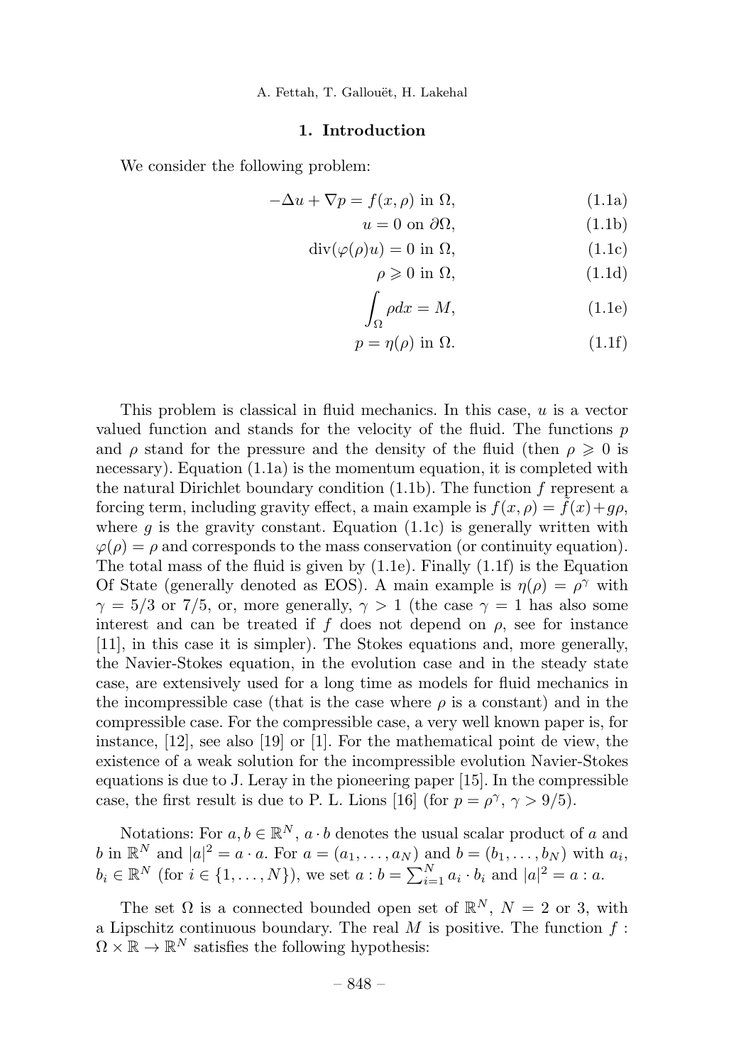## 1. Introduction

We consider the following problem:

$$-\Delta u + \nabla p = f(x, \rho) \text{ in } \Omega, \tag{1.1a}$$

$$u = 0 \text{ on } \partial\Omega, \tag{1.1b}$$

$$\operatorname{div}(\varphi(\rho) u) = 0 \text{ in } \Omega, \tag{1.1c}$$

$$\rho \geqslant 0 \text{ in } \Omega, \tag{1.1d}$$

$$\int_\Omega \rho dx = M, \tag{1.1e}$$

$$p = \eta(\rho) \text{ in } \Omega. \tag{1.1f}$$

This problem is classical in fluid mechanics. In this case, $u$ is a vector valued function and stands for the velocity of the fluid. The functions $p$ and $\rho$ stand for the pressure and the density of the fluid (then $\rho \geqslant 0$ is necessary). Equation (1.1a) is the momentum equation, it is completed with the natural Dirichlet boundary condition (1.1b). The function $f$ represent a forcing term, including gravity effect, a main example is $f(x, \rho) = \bar{f}(x) + g\rho$, where $g$ is the gravity constant. Equation (1.1c) is generally written with $\varphi(\rho) = \rho$ and corresponds to the mass conservation (or continuity equation). The total mass of the fluid is given by (1.1e). Finally (1.1f) is the Equation Of State (generally denoted as EOS). A main example is $\eta(\rho) = \rho^\gamma$ with $\gamma = 5/3$ or $7/5$, or, more generally, $\gamma > 1$ (the case $\gamma = 1$ has also some interest and can be treated if $f$ does not depend on $\rho$, see for instance [11], in this case it is simpler). The Stokes equations and, more generally, the Navier-Stokes equation, in the evolution case and in the steady state case, are extensively used for a long time as models for fluid mechanics in the incompressible case (that is the case where $\rho$ is a constant) and in the compressible case. For the compressible case, a very well known paper is, for instance, [12], see also [19] or [1]. For the mathematical point de view, the existence of a weak solution for the incompressible evolution Navier-Stokes equations is due to J. Leray in the pioneering paper [15]. In the compressible case, the first result is due to P. L. Lions [16] (for $p = \rho^\gamma$, $\gamma > 9/5$).

Notations: For $a, b \in \mathbb{R}^N$, $a \cdot b$ denotes the usual scalar product of $a$ and $b$ in $\mathbb{R}^N$ and $|a|^2 = a \cdot a$. For $a = (a_1, \ldots, a_N)$ and $b = (b_1, \ldots, b_N)$ with $a_i$, $b_i \in \mathbb{R}^N$ (for $i \in \{1, \ldots, N\}$), we set $a : b = \sum_{i=1}^N a_i \cdot b_i$ and $|a|^2 = a : a$.

The set $\Omega$ is a connected bounded open set of $\mathbb{R}^N$, $N = 2$ or 3, with a Lipschitz continuous boundary. The real $M$ is positive. The function $f : \Omega \times \mathbb{R} \to \mathbb{R}^N$ satisfies the following hypothesis: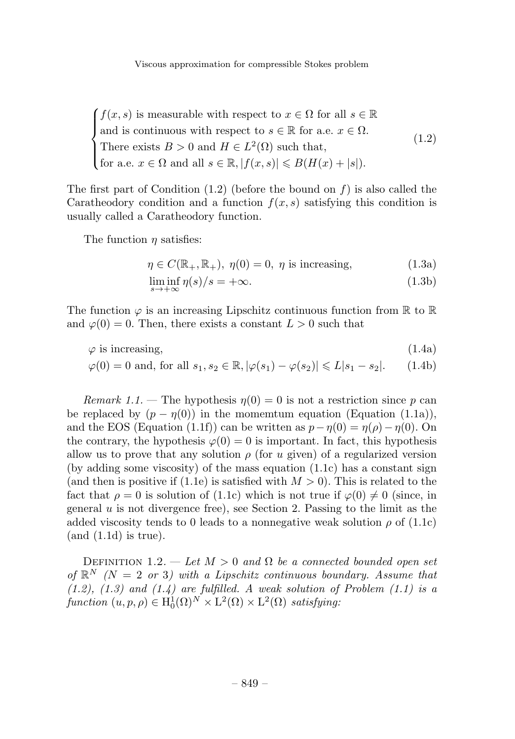$$
\begin{cases}
f(x,s) \text{ is measurable with respect to } x \in \Omega \text{ for all } s \in \mathbb{R} \\
\text{and is continuous with respect to } s \in \mathbb{R} \text{ for a.e. } x \in \Omega. \\
\text{There exists } B > 0 \text{ and } H \in L^2(\Omega) \text{ such that,} \\
\text{for a.e. } x \in \Omega \text{ and all } s \in \mathbb{R}, |f(x,s)| \leqslant B(H(x) + |s|).
\end{cases}
\tag{1.2}
$$

The first part of Condition (1.2) (before the bound on $f$) is also called the Caratheodory condition and a function $f(x,s)$ satisfying this condition is usually called a Caratheodory function.

The function $\eta$ satisfies:

$$
\eta \in C(\mathbb{R}_+, \mathbb{R}_+),\ \eta(0) = 0,\ \eta \text{ is increasing,} \tag{1.3a}
$$

$$
\liminf_{s \to +\infty} \eta(s)/s = +\infty. \tag{1.3b}
$$

The function $\varphi$ is an increasing Lipschitz continuous function from $\mathbb{R}$ to $\mathbb{R}$ and $\varphi(0) = 0$. Then, there exists a constant $L > 0$ such that

$$
\varphi \text{ is increasing,} \tag{1.4a}
$$

$$
\varphi(0) = 0 \text{ and, for all } s_1, s_2 \in \mathbb{R}, |\varphi(s_1) - \varphi(s_2)| \leqslant L|s_1 - s_2|. \tag{1.4b}
$$

*Remark 1.1.* — The hypothesis $\eta(0) = 0$ is not a restriction since $p$ can be replaced by $(p - \eta(0))$ in the momemtum equation (Equation (1.1a)), and the EOS (Equation (1.1f)) can be written as $p - \eta(0) = \eta(\rho) - \eta(0)$. On the contrary, the hypothesis $\varphi(0) = 0$ is important. In fact, this hypothesis allow us to prove that any solution $\rho$ (for $u$ given) of a regularized version (by adding some viscosity) of the mass equation (1.1c) has a constant sign (and then is positive if (1.1e) is satisfied with $M > 0$). This is related to the fact that $\rho = 0$ is solution of (1.1c) which is not true if $\varphi(0) \neq 0$ (since, in general $u$ is not divergence free), see Section 2. Passing to the limit as the added viscosity tends to 0 leads to a nonnegative weak solution $\rho$ of (1.1c) (and (1.1d) is true).

DEFINITION 1.2. — *Let $M > 0$ and $\Omega$ be a connected bounded open set of $\mathbb{R}^N$ ($N = 2$ or $3$) with a Lipschitz continuous boundary. Assume that (1.2), (1.3) and (1.4) are fulfilled. A weak solution of Problem (1.1) is a function $(u, p, \rho) \in \mathrm{H}_0^1(\Omega)^N \times \mathrm{L}^2(\Omega) \times \mathrm{L}^2(\Omega)$ satisfying:*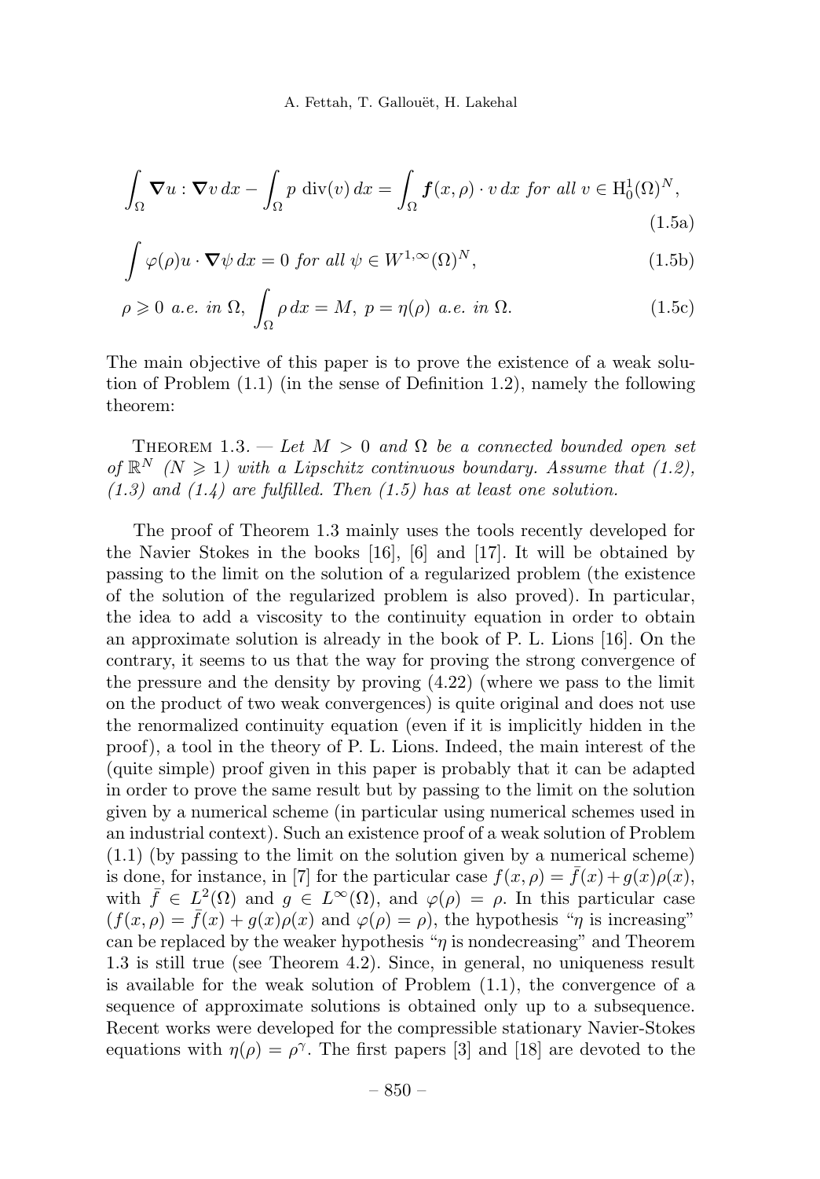$$\int_\Omega \boldsymbol{\nabla} u : \boldsymbol{\nabla} v \, dx - \int_\Omega p \, \operatorname{div}(v) \, dx = \int_\Omega \boldsymbol{f}(x, \rho) \cdot v \, dx \text{ for all } v \in \mathrm{H}_0^1(\Omega)^N, \tag{1.5a}$$

$$\int \varphi(\rho) u \cdot \boldsymbol{\nabla} \psi \, dx = 0 \text{ for all } \psi \in W^{1,\infty}(\Omega)^N, \tag{1.5b}$$

$$\rho \geqslant 0 \text{ a.e. in } \Omega, \ \int_\Omega \rho \, dx = M, \ p = \eta(\rho) \text{ a.e. in } \Omega. \tag{1.5c}$$

The main objective of this paper is to prove the existence of a weak solution of Problem (1.1) (in the sense of Definition 1.2), namely the following theorem:

Theorem 1.3. — *Let $M > 0$ and $\Omega$ be a connected bounded open set of $\mathbb{R}^N$ ($N \geqslant 1$) with a Lipschitz continuous boundary. Assume that (1.2), (1.3) and (1.4) are fulfilled. Then (1.5) has at least one solution.*

The proof of Theorem 1.3 mainly uses the tools recently developed for the Navier Stokes in the books [16], [6] and [17]. It will be obtained by passing to the limit on the solution of a regularized problem (the existence of the solution of the regularized problem is also proved). In particular, the idea to add a viscosity to the continuity equation in order to obtain an approximate solution is already in the book of P. L. Lions [16]. On the contrary, it seems to us that the way for proving the strong convergence of the pressure and the density by proving (4.22) (where we pass to the limit on the product of two weak convergences) is quite original and does not use the renormalized continuity equation (even if it is implicitly hidden in the proof), a tool in the theory of P. L. Lions. Indeed, the main interest of the (quite simple) proof given in this paper is probably that it can be adapted in order to prove the same result but by passing to the limit on the solution given by a numerical scheme (in particular using numerical schemes used in an industrial context). Such an existence proof of a weak solution of Problem (1.1) (by passing to the limit on the solution given by a numerical scheme) is done, for instance, in [7] for the particular case $f(x, \rho) = \bar{f}(x) + g(x)\rho(x)$, with $\bar{f} \in L^2(\Omega)$ and $g \in L^\infty(\Omega)$, and $\varphi(\rho) = \rho$. In this particular case ($f(x, \rho) = \bar{f}(x) + g(x)\rho(x)$ and $\varphi(\rho) = \rho$), the hypothesis "$\eta$ is increasing" can be replaced by the weaker hypothesis "$\eta$ is nondecreasing" and Theorem 1.3 is still true (see Theorem 4.2). Since, in general, no uniqueness result is available for the weak solution of Problem (1.1), the convergence of a sequence of approximate solutions is obtained only up to a subsequence. Recent works were developed for the compressible stationary Navier-Stokes equations with $\eta(\rho) = \rho^\gamma$. The first papers [3] and [18] are devoted to the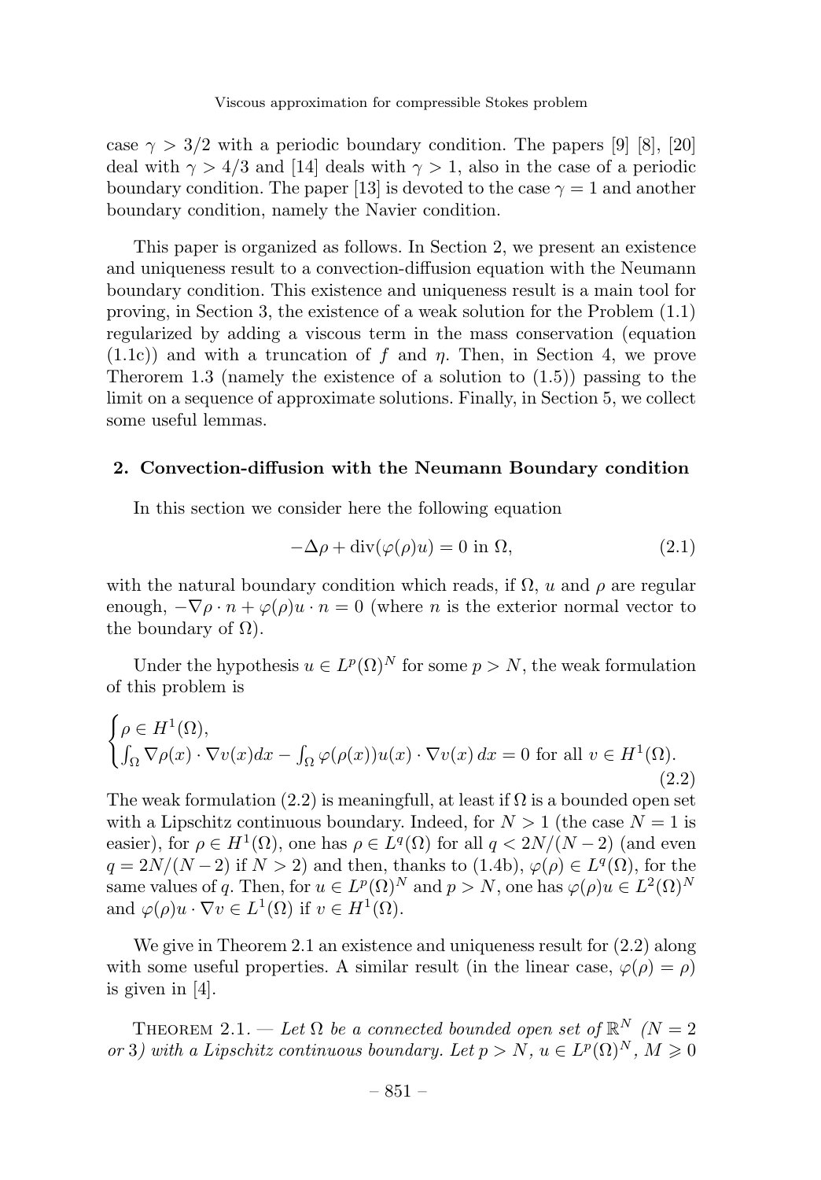case $\gamma > 3/2$ with a periodic boundary condition. The papers [9] [8], [20] deal with $\gamma > 4/3$ and [14] deals with $\gamma > 1$, also in the case of a periodic boundary condition. The paper [13] is devoted to the case $\gamma = 1$ and another boundary condition, namely the Navier condition.

This paper is organized as follows. In Section 2, we present an existence and uniqueness result to a convection-diffusion equation with the Neumann boundary condition. This existence and uniqueness result is a main tool for proving, in Section 3, the existence of a weak solution for the Problem (1.1) regularized by adding a viscous term in the mass conservation (equation (1.1c)) and with a truncation of $f$ and $\eta$. Then, in Section 4, we prove Therorem 1.3 (namely the existence of a solution to (1.5)) passing to the limit on a sequence of approximate solutions. Finally, in Section 5, we collect some useful lemmas.

## 2. Convection-diffusion with the Neumann Boundary condition

In this section we consider here the following equation

$$-\Delta\rho + \operatorname{div}(\varphi(\rho)u) = 0 \text{ in } \Omega, \tag{2.1}$$

with the natural boundary condition which reads, if $\Omega$, $u$ and $\rho$ are regular enough, $-\nabla\rho \cdot n + \varphi(\rho)u \cdot n = 0$ (where $n$ is the exterior normal vector to the boundary of $\Omega$).

Under the hypothesis $u \in L^p(\Omega)^N$ for some $p > N$, the weak formulation of this problem is

$$\begin{cases} \rho \in H^1(\Omega), \\ \int_\Omega \nabla\rho(x) \cdot \nabla v(x)dx - \int_\Omega \varphi(\rho(x))u(x) \cdot \nabla v(x)\, dx = 0 \text{ for all } v \in H^1(\Omega). \end{cases} \tag{2.2}$$

The weak formulation (2.2) is meaningfull, at least if $\Omega$ is a bounded open set with a Lipschitz continuous boundary. Indeed, for $N > 1$ (the case $N = 1$ is easier), for $\rho \in H^1(\Omega)$, one has $\rho \in L^q(\Omega)$ for all $q < 2N/(N-2)$ (and even $q = 2N/(N-2)$ if $N > 2$) and then, thanks to (1.4b), $\varphi(\rho) \in L^q(\Omega)$, for the same values of $q$. Then, for $u \in L^p(\Omega)^N$ and $p > N$, one has $\varphi(\rho)u \in L^2(\Omega)^N$ and $\varphi(\rho)u \cdot \nabla v \in L^1(\Omega)$ if $v \in H^1(\Omega)$.

We give in Theorem 2.1 an existence and uniqueness result for (2.2) along with some useful properties. A similar result (in the linear case, $\varphi(\rho) = \rho$) is given in [4].

THEOREM 2.1. — *Let $\Omega$ be a connected bounded open set of $\mathbb{R}^N$ ($N = 2$ or 3) with a Lipschitz continuous boundary. Let $p > N$, $u \in L^p(\Omega)^N$, $M \geqslant 0$*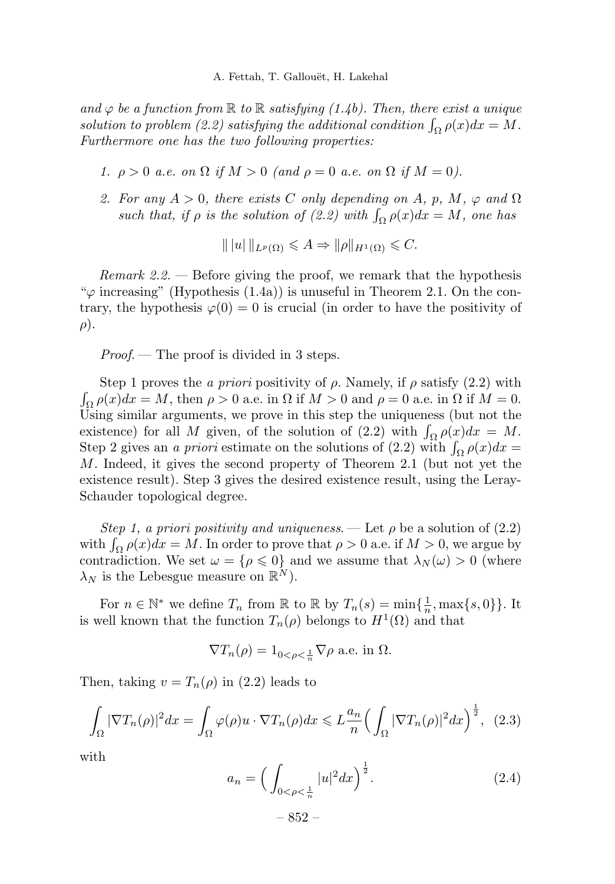*and $\varphi$ be a function from $\mathbb{R}$ to $\mathbb{R}$ satisfying (1.4b). Then, there exist a unique solution to problem (2.2) satisfying the additional condition $\int_\Omega \rho(x)dx = M$. Furthermore one has the two following properties:*

1. *$\rho > 0$ a.e. on $\Omega$ if $M > 0$ (and $\rho = 0$ a.e. on $\Omega$ if $M = 0$).*
2. *For any $A > 0$, there exists $C$ only depending on $A$, $p$, $M$, $\varphi$ and $\Omega$ such that, if $\rho$ is the solution of (2.2) with $\int_\Omega \rho(x)dx = M$, one has*

$$\| \, |u| \, \|_{L^p(\Omega)} \leqslant A \Rightarrow \|\rho\|_{H^1(\Omega)} \leqslant C.$$

*Remark 2.2.* — Before giving the proof, we remark that the hypothesis "$\varphi$ increasing" (Hypothesis (1.4a)) is unuseful in Theorem 2.1. On the contrary, the hypothesis $\varphi(0) = 0$ is crucial (in order to have the positivity of $\rho$).

*Proof.* — The proof is divided in 3 steps.

Step 1 proves the *a priori* positivity of $\rho$. Namely, if $\rho$ satisfy (2.2) with $\int_\Omega \rho(x)dx = M$, then $\rho > 0$ a.e. in $\Omega$ if $M > 0$ and $\rho = 0$ a.e. in $\Omega$ if $M = 0$. Using similar arguments, we prove in this step the uniqueness (but not the existence) for all $M$ given, of the solution of (2.2) with $\int_\Omega \rho(x)dx = M$. Step 2 gives an *a priori* estimate on the solutions of (2.2) with $\int_\Omega \rho(x)dx = M$. Indeed, it gives the second property of Theorem 2.1 (but not yet the existence result). Step 3 gives the desired existence result, using the Leray-Schauder topological degree.

*Step 1, a priori positivity and uniqueness.* — Let $\rho$ be a solution of (2.2) with $\int_\Omega \rho(x)dx = M$. In order to prove that $\rho > 0$ a.e. if $M > 0$, we argue by contradiction. We set $\omega = \{\rho \leqslant 0\}$ and we assume that $\lambda_N(\omega) > 0$ (where $\lambda_N$ is the Lebesgue measure on $\mathbb{R}^N$).

For $n \in \mathbb{N}^*$ we define $T_n$ from $\mathbb{R}$ to $\mathbb{R}$ by $T_n(s) = \min\{\frac{1}{n}, \max\{s, 0\}\}$. It is well known that the function $T_n(\rho)$ belongs to $H^1(\Omega)$ and that

$$\nabla T_n(\rho) = 1_{0<\rho<\frac{1}{n}} \nabla \rho \text{ a.e. in } \Omega.$$

Then, taking $v = T_n(\rho)$ in (2.2) leads to

$$\int_\Omega |\nabla T_n(\rho)|^2 dx = \int_\Omega \varphi(\rho) u \cdot \nabla T_n(\rho) dx \leqslant L \frac{a_n}{n} \Big( \int_\Omega |\nabla T_n(\rho)|^2 dx \Big)^{\frac{1}{2}}, \quad (2.3)$$

with

$$a_n = \Big( \int_{0<\rho<\frac{1}{n}} |u|^2 dx \Big)^{\frac{1}{2}}. \quad (2.4)$$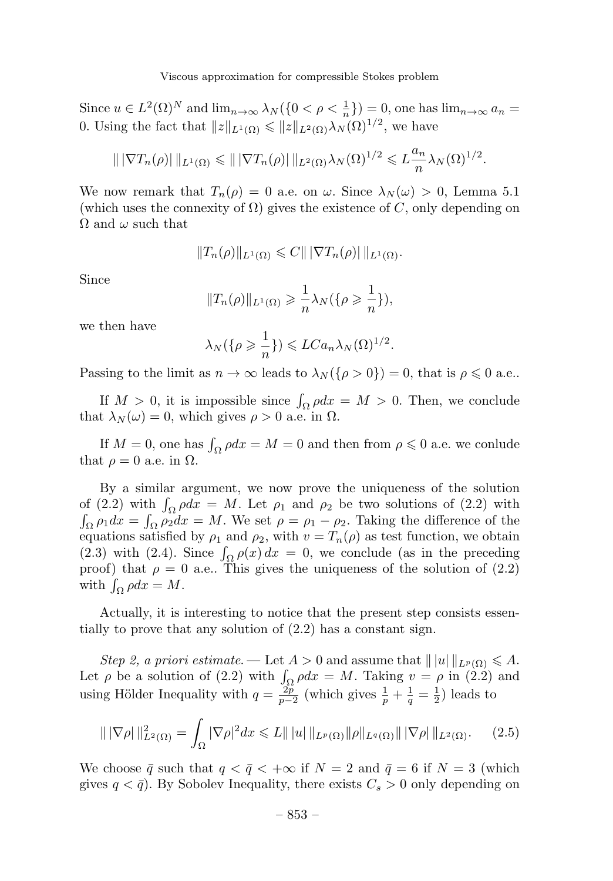Since $u \in L^2(\Omega)^N$ and $\lim_{n\to\infty} \lambda_N(\{0 < \rho < \frac{1}{n}\}) = 0$, one has $\lim_{n\to\infty} a_n = 0$. Using the fact that $\|z\|_{L^1(\Omega)} \leqslant \|z\|_{L^2(\Omega)} \lambda_N(\Omega)^{1/2}$, we have

$$\| \, |\nabla T_n(\rho)| \, \|_{L^1(\Omega)} \leqslant \| \, |\nabla T_n(\rho)| \, \|_{L^2(\Omega)} \lambda_N(\Omega)^{1/2} \leqslant L \frac{a_n}{n} \lambda_N(\Omega)^{1/2}.$$

We now remark that $T_n(\rho) = 0$ a.e. on $\omega$. Since $\lambda_N(\omega) > 0$, Lemma 5.1 (which uses the connexity of $\Omega$) gives the existence of $C$, only depending on $\Omega$ and $\omega$ such that

$$\|T_n(\rho)\|_{L^1(\Omega)} \leqslant C \| \, |\nabla T_n(\rho)| \, \|_{L^1(\Omega)}.$$

Since

$$\|T_n(\rho)\|_{L^1(\Omega)} \geqslant \frac{1}{n} \lambda_N(\{\rho \geqslant \frac{1}{n}\}),$$

we then have

$$\lambda_N(\{\rho \geqslant \frac{1}{n}\}) \leqslant LCa_n \lambda_N(\Omega)^{1/2}.$$

Passing to the limit as $n \to \infty$ leads to $\lambda_N(\{\rho > 0\}) = 0$, that is $\rho \leqslant 0$ a.e..

If $M > 0$, it is impossible since $\int_\Omega \rho dx = M > 0$. Then, we conclude that $\lambda_N(\omega) = 0$, which gives $\rho > 0$ a.e. in $\Omega$.

If $M = 0$, one has $\int_\Omega \rho dx = M = 0$ and then from $\rho \leqslant 0$ a.e. we conlude that $\rho = 0$ a.e. in $\Omega$.

By a similar argument, we now prove the uniqueness of the solution of (2.2) with $\int_\Omega \rho dx = M$. Let $\rho_1$ and $\rho_2$ be two solutions of (2.2) with $\int_\Omega \rho_1 dx = \int_\Omega \rho_2 dx = M$. We set $\rho = \rho_1 - \rho_2$. Taking the difference of the equations satisfied by $\rho_1$ and $\rho_2$, with $v = T_n(\rho)$ as test function, we obtain (2.3) with (2.4). Since $\int_\Omega \rho(x)\, dx = 0$, we conclude (as in the preceding proof) that $\rho = 0$ a.e.. This gives the uniqueness of the solution of (2.2) with $\int_\Omega \rho dx = M$.

Actually, it is interesting to notice that the present step consists essentially to prove that any solution of (2.2) has a constant sign.

*Step 2, a priori estimate.* — Let $A > 0$ and assume that $\| \, |u| \, \|_{L^p(\Omega)} \leqslant A$. Let $\rho$ be a solution of (2.2) with $\int_\Omega \rho dx = M$. Taking $v = \rho$ in (2.2) and using Hölder Inequality with $q = \frac{2p}{p-2}$ (which gives $\frac{1}{p} + \frac{1}{q} = \frac{1}{2}$) leads to

$$\| \, |\nabla \rho| \, \|^2_{L^2(\Omega)} = \int_\Omega |\nabla \rho|^2 dx \leqslant L \| \, |u| \, \|_{L^p(\Omega)} \|\rho\|_{L^q(\Omega)} \| \, |\nabla \rho| \, \|_{L^2(\Omega)}. \tag{2.5}$$

We choose $\bar{q}$ such that $q < \bar{q} < +\infty$ if $N = 2$ and $\bar{q} = 6$ if $N = 3$ (which gives $q < \bar{q}$). By Sobolev Inequality, there exists $C_s > 0$ only depending on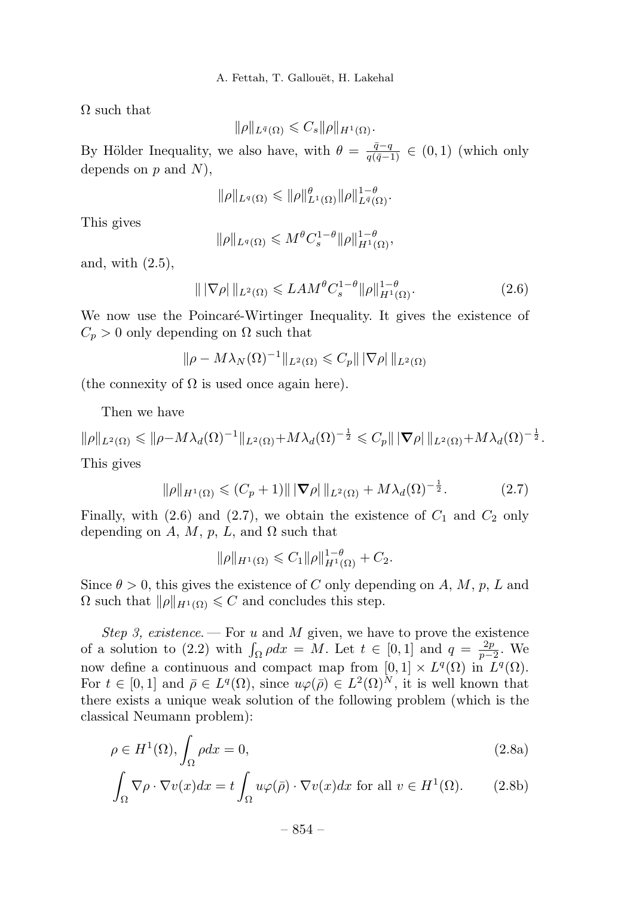$\Omega$ such that

$$\|\rho\|_{L^{\bar{q}}(\Omega)} \leqslant C_s \|\rho\|_{H^1(\Omega)}.$$

By Hölder Inequality, we also have, with $\theta = \frac{\bar{q}-q}{q(\bar{q}-1)} \in (0,1)$ (which only depends on $p$ and $N$),

$$\|\rho\|_{L^q(\Omega)} \leqslant \|\rho\|_{L^1(\Omega)}^{\theta} \|\rho\|_{L^{\bar{q}}(\Omega)}^{1-\theta}.$$

This gives

$$\|\rho\|_{L^q(\Omega)} \leqslant M^\theta C_s^{1-\theta} \|\rho\|_{H^1(\Omega)}^{1-\theta},$$

and, with (2.5),

$$\| \, |\nabla \rho| \, \|_{L^2(\Omega)} \leqslant LAM^\theta C_s^{1-\theta} \|\rho\|_{H^1(\Omega)}^{1-\theta}. \tag{2.6}$$

We now use the Poincaré-Wirtinger Inequality. It gives the existence of $C_p > 0$ only depending on $\Omega$ such that

$$\|\rho - M\lambda_N(\Omega)^{-1}\|_{L^2(\Omega)} \leqslant C_p \| \, |\nabla \rho| \, \|_{L^2(\Omega)}$$

(the connexity of $\Omega$ is used once again here).

Then we have

$$\|\rho\|_{L^2(\Omega)} \leqslant \|\rho - M\lambda_d(\Omega)^{-1}\|_{L^2(\Omega)} + M\lambda_d(\Omega)^{-\frac{1}{2}} \leqslant C_p \| \, |\boldsymbol{\nabla} \rho| \, \|_{L^2(\Omega)} + M\lambda_d(\Omega)^{-\frac{1}{2}}.$$

This gives

$$\|\rho\|_{H^1(\Omega)} \leqslant (C_p + 1) \| \, |\boldsymbol{\nabla} \rho| \, \|_{L^2(\Omega)} + M\lambda_d(\Omega)^{-\frac{1}{2}}. \tag{2.7}$$

Finally, with (2.6) and (2.7), we obtain the existence of $C_1$ and $C_2$ only depending on $A$, $M$, $p$, $L$, and $\Omega$ such that

$$\|\rho\|_{H^1(\Omega)} \leqslant C_1 \|\rho\|_{H^1(\Omega)}^{1-\theta} + C_2.$$

Since $\theta > 0$, this gives the existence of $C$ only depending on $A$, $M$, $p$, $L$ and $\Omega$ such that $\|\rho\|_{H^1(\Omega)} \leqslant C$ and concludes this step.

*Step 3, existence.* — For $u$ and $M$ given, we have to prove the existence of a solution to (2.2) with $\int_\Omega \rho dx = M$. Let $t \in [0,1]$ and $q = \frac{2p}{p-2}$. We now define a continuous and compact map from $[0,1] \times L^q(\Omega)$ in $L^q(\Omega)$. For $t \in [0,1]$ and $\bar{\rho} \in L^q(\Omega)$, since $u\varphi(\bar{\rho}) \in L^2(\Omega)^N$, it is well known that there exists a unique weak solution of the following problem (which is the classical Neumann problem):

$$\rho \in H^1(\Omega), \int_\Omega \rho dx = 0, \tag{2.8a}$$

$$\int_\Omega \nabla \rho \cdot \nabla v(x) dx = t \int_\Omega u\varphi(\bar{\rho}) \cdot \nabla v(x) dx \text{ for all } v \in H^1(\Omega). \tag{2.8b}$$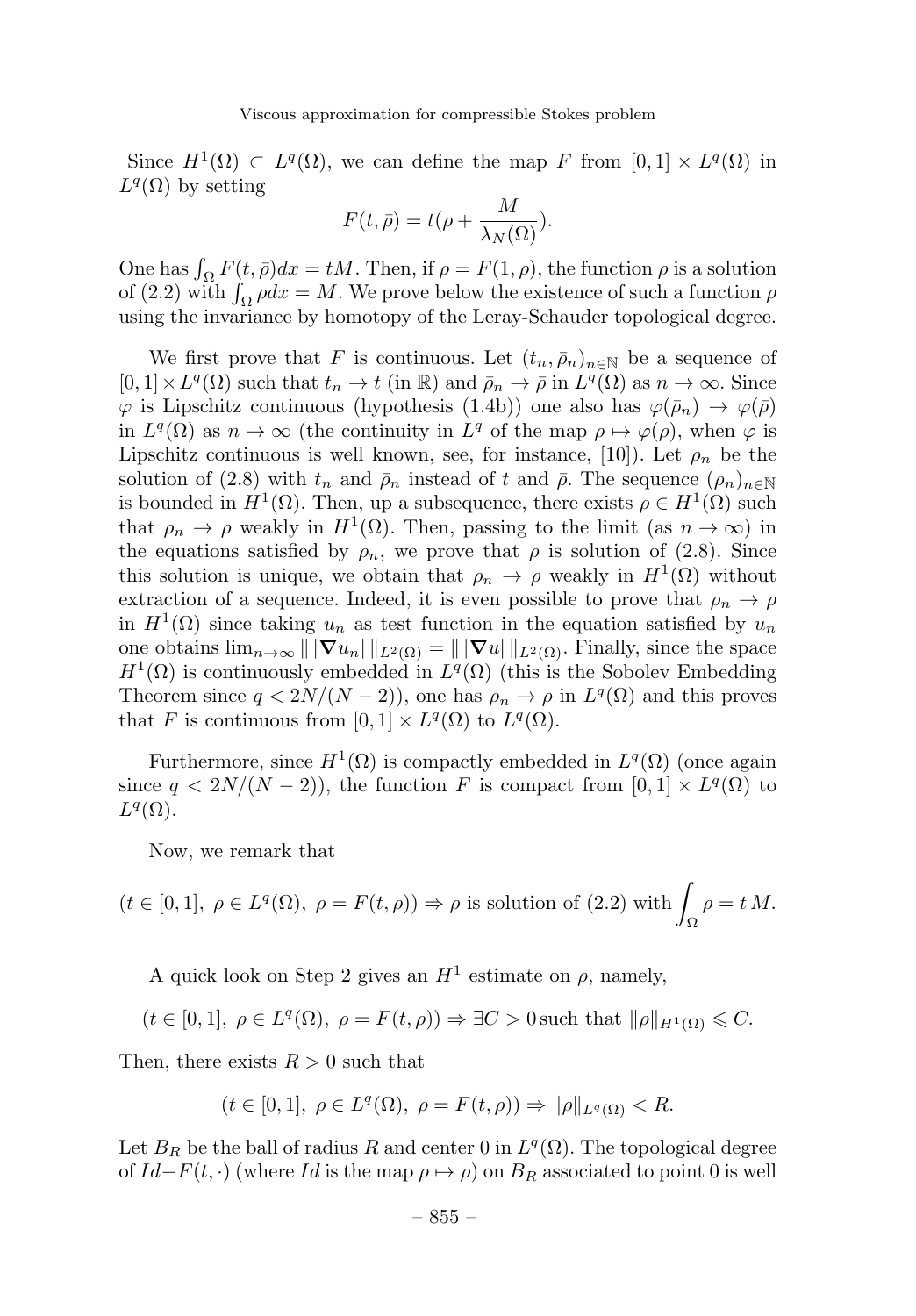Since $H^1(\Omega) \subset L^q(\Omega)$, we can define the map $F$ from $[0,1] \times L^q(\Omega)$ in $L^q(\Omega)$ by setting

$$F(t, \bar{\rho}) = t(\rho + \frac{M}{\lambda_N(\Omega)}).$$

One has $\int_\Omega F(t,\bar{\rho})dx = tM$. Then, if $\rho = F(1,\rho)$, the function $\rho$ is a solution of (2.2) with $\int_\Omega \rho dx = M$. We prove below the existence of such a function $\rho$ using the invariance by homotopy of the Leray-Schauder topological degree.

We first prove that $F$ is continuous. Let $(t_n, \bar{\rho}_n)_{n\in\mathbb{N}}$ be a sequence of $[0,1] \times L^q(\Omega)$ such that $t_n \to t$ (in $\mathbb{R}$) and $\bar{\rho}_n \to \bar{\rho}$ in $L^q(\Omega)$ as $n \to \infty$. Since $\varphi$ is Lipschitz continuous (hypothesis (1.4b)) one also has $\varphi(\bar{\rho}_n) \to \varphi(\bar{\rho})$ in $L^q(\Omega)$ as $n \to \infty$ (the continuity in $L^q$ of the map $\rho \mapsto \varphi(\rho)$, when $\varphi$ is Lipschitz continuous is well known, see, for instance, [10]). Let $\rho_n$ be the solution of (2.8) with $t_n$ and $\bar{\rho}_n$ instead of $t$ and $\bar{\rho}$. The sequence $(\rho_n)_{n\in\mathbb{N}}$ is bounded in $H^1(\Omega)$. Then, up a subsequence, there exists $\rho \in H^1(\Omega)$ such that $\rho_n \to \rho$ weakly in $H^1(\Omega)$. Then, passing to the limit (as $n \to \infty$) in the equations satisfied by $\rho_n$, we prove that $\rho$ is solution of (2.8). Since this solution is unique, we obtain that $\rho_n \to \rho$ weakly in $H^1(\Omega)$ without extraction of a sequence. Indeed, it is even possible to prove that $\rho_n \to \rho$ in $H^1(\Omega)$ since taking $u_n$ as test function in the equation satisfied by $u_n$ one obtains $\lim_{n\to\infty} \| |\nabla u_n| \|_{L^2(\Omega)} = \| |\nabla u| \|_{L^2(\Omega)}$. Finally, since the space $H^1(\Omega)$ is continuously embedded in $L^q(\Omega)$ (this is the Sobolev Embedding Theorem since $q < 2N/(N-2)$), one has $\rho_n \to \rho$ in $L^q(\Omega)$ and this proves that $F$ is continuous from $[0,1] \times L^q(\Omega)$ to $L^q(\Omega)$.

Furthermore, since $H^1(\Omega)$ is compactly embedded in $L^q(\Omega)$ (once again since $q < 2N/(N-2)$), the function $F$ is compact from $[0,1] \times L^q(\Omega)$ to $L^q(\Omega)$.

Now, we remark that

$$(t \in [0,1],\ \rho \in L^q(\Omega),\ \rho = F(t,\rho)) \Rightarrow \rho \text{ is solution of (2.2) with } \int_\Omega \rho = t\,M.$$

A quick look on Step 2 gives an $H^1$ estimate on $\rho$, namely,

$$(t \in [0,1],\ \rho \in L^q(\Omega),\ \rho = F(t,\rho)) \Rightarrow \exists C > 0 \text{ such that } \|\rho\|_{H^1(\Omega)} \leqslant C.$$

Then, there exists $R > 0$ such that

$$(t \in [0,1],\ \rho \in L^q(\Omega),\ \rho = F(t,\rho)) \Rightarrow \|\rho\|_{L^q(\Omega)} < R.$$

Let $B_R$ be the ball of radius $R$ and center $0$ in $L^q(\Omega)$. The topological degree of $Id - F(t,\cdot)$ (where $Id$ is the map $\rho \mapsto \rho$) on $B_R$ associated to point $0$ is well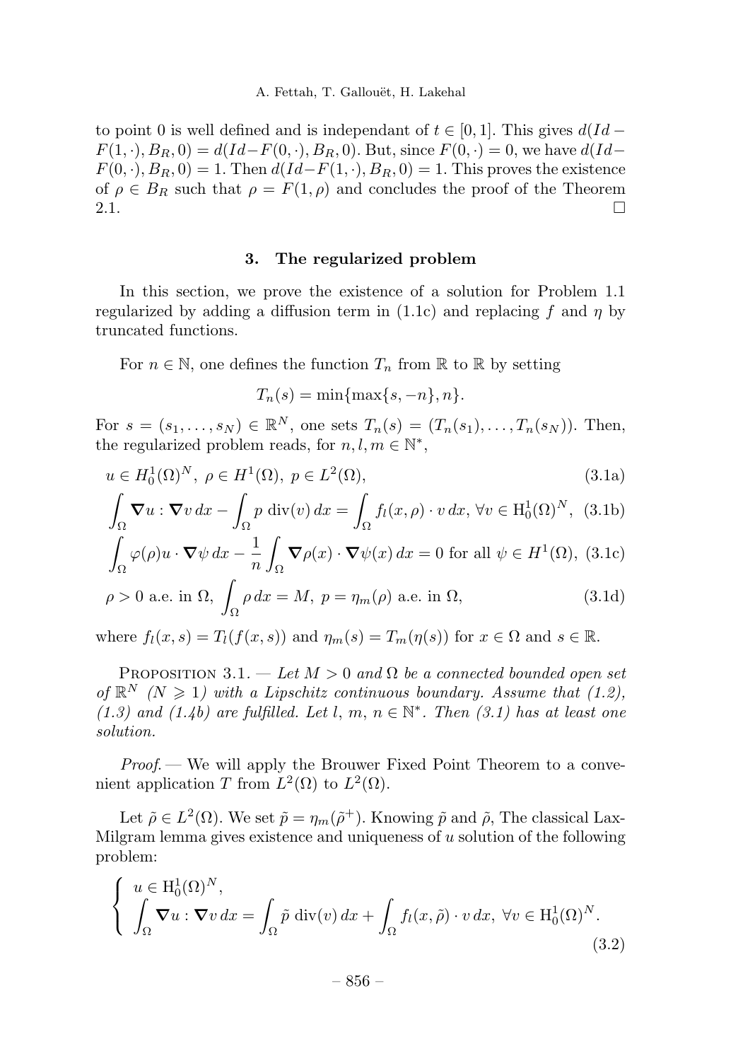to point 0 is well defined and is independant of $t \in [0,1]$. This gives $d(Id - F(1,\cdot), B_R, 0) = d(Id - F(0,\cdot), B_R, 0)$. But, since $F(0,\cdot) = 0$, we have $d(Id - F(0,\cdot), B_R, 0) = 1$. Then $d(Id - F(1,\cdot), B_R, 0) = 1$. This proves the existence of $\rho \in B_R$ such that $\rho = F(1,\rho)$ and concludes the proof of the Theorem 2.1. $\square$

## 3. The regularized problem

In this section, we prove the existence of a solution for Problem 1.1 regularized by adding a diffusion term in (1.1c) and replacing $f$ and $\eta$ by truncated functions.

For $n \in \mathbb{N}$, one defines the function $T_n$ from $\mathbb{R}$ to $\mathbb{R}$ by setting

$$T_n(s) = \min\{\max\{s, -n\}, n\}.$$

For $s = (s_1, \ldots, s_N) \in \mathbb{R}^N$, one sets $T_n(s) = (T_n(s_1), \ldots, T_n(s_N))$. Then, the regularized problem reads, for $n, l, m \in \mathbb{N}^*$,

$$u \in H_0^1(\Omega)^N,\ \rho \in H^1(\Omega),\ p \in L^2(\Omega), \tag{3.1a}$$

$$\int_\Omega \boldsymbol{\nabla} u : \boldsymbol{\nabla} v\, dx - \int_\Omega p \ \mathrm{div}(v)\, dx = \int_\Omega f_l(x,\rho) \cdot v\, dx,\ \forall v \in \mathrm{H}_0^1(\Omega)^N, \tag{3.1b}$$

$$\int_\Omega \varphi(\rho) u \cdot \boldsymbol{\nabla} \psi\, dx - \frac{1}{n}\int_\Omega \boldsymbol{\nabla}\rho(x) \cdot \boldsymbol{\nabla}\psi(x)\, dx = 0 \text{ for all } \psi \in H^1(\Omega), \tag{3.1c}$$

$$\rho > 0 \text{ a.e. in } \Omega,\ \int_\Omega \rho\, dx = M,\ p = \eta_m(\rho) \text{ a.e. in } \Omega, \tag{3.1d}$$

where $f_l(x,s) = T_l(f(x,s))$ and $\eta_m(s) = T_m(\eta(s))$ for $x \in \Omega$ and $s \in \mathbb{R}$.

Proposition 3.1. — *Let $M > 0$ and $\Omega$ be a connected bounded open set of $\mathbb{R}^N$ ($N \geqslant 1$) with a Lipschitz continuous boundary. Assume that (1.2), (1.3) and (1.4b) are fulfilled. Let $l$, $m$, $n \in \mathbb{N}^*$. Then (3.1) has at least one solution.*

*Proof.* — We will apply the Brouwer Fixed Point Theorem to a convenient application $T$ from $L^2(\Omega)$ to $L^2(\Omega)$.

Let $\tilde\rho \in L^2(\Omega)$. We set $\tilde p = \eta_m(\tilde\rho^+)$. Knowing $\tilde p$ and $\tilde\rho$, The classical Lax-Milgram lemma gives existence and uniqueness of $u$ solution of the following problem:

$$\left\{ \begin{array}{l} u \in \mathrm{H}_0^1(\Omega)^N, \\ \displaystyle\int_\Omega \boldsymbol{\nabla} u : \boldsymbol{\nabla} v\, dx = \int_\Omega \tilde p \ \mathrm{div}(v)\, dx + \int_\Omega f_l(x,\tilde\rho) \cdot v\, dx,\ \forall v \in \mathrm{H}_0^1(\Omega)^N. \end{array} \right. \tag{3.2}$$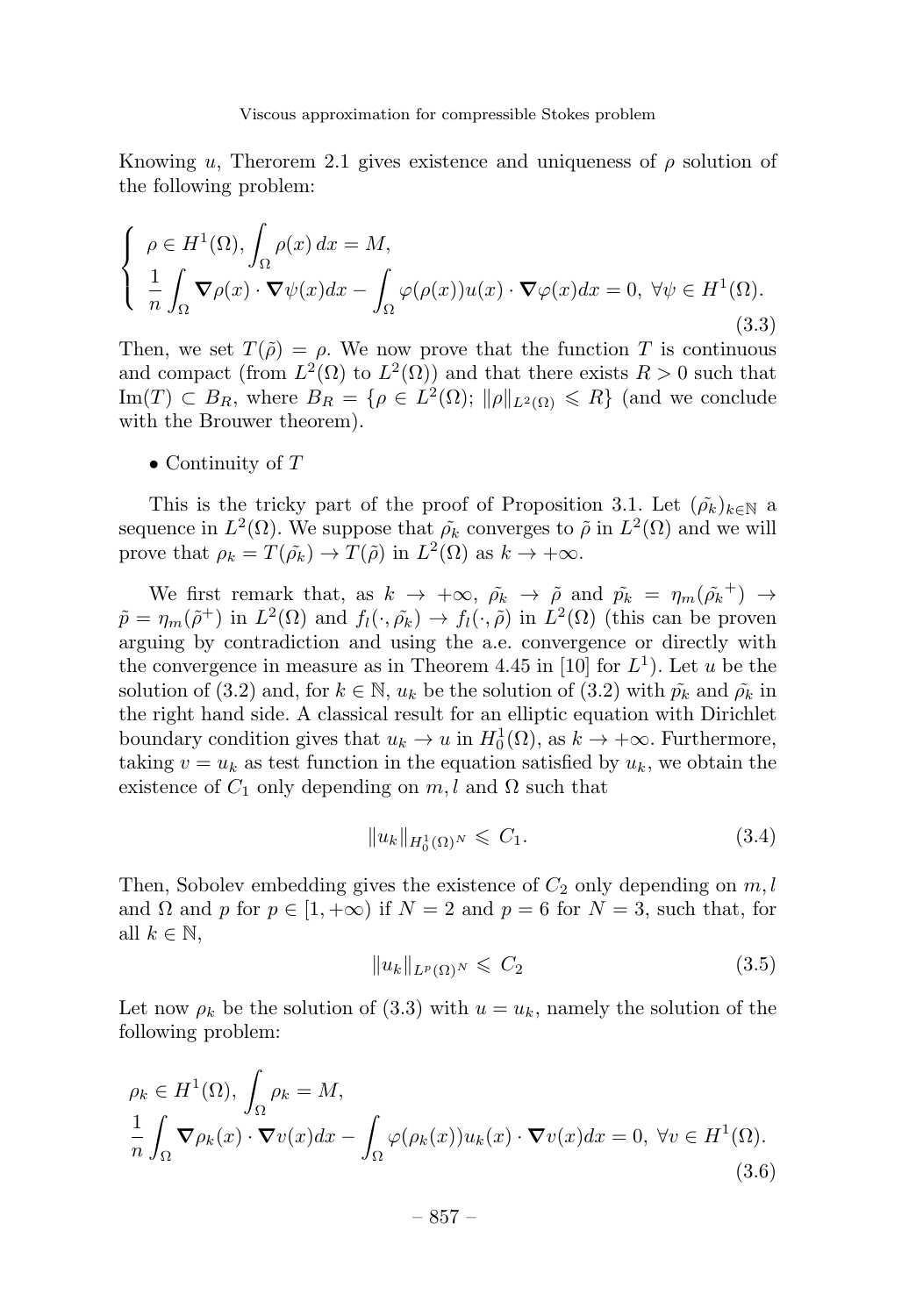Knowing $u$, Therorem 2.1 gives existence and uniqueness of $\rho$ solution of the following problem:

$$
\left\{
\begin{array}{l}
\rho \in H^1(\Omega), \displaystyle\int_\Omega \rho(x)\,dx = M, \\
\dfrac{1}{n}\displaystyle\int_\Omega \boldsymbol{\nabla}\rho(x)\cdot\boldsymbol{\nabla}\psi(x)dx - \int_\Omega \varphi(\rho(x))u(x)\cdot\boldsymbol{\nabla}\varphi(x)dx = 0,\ \forall \psi \in H^1(\Omega).
\end{array}
\right.
\tag{3.3}
$$

Then, we set $T(\tilde{\rho}) = \rho$. We now prove that the function $T$ is continuous and compact (from $L^2(\Omega)$ to $L^2(\Omega)$) and that there exists $R > 0$ such that $\mathrm{Im}(T) \subset B_R$, where $B_R = \{\rho \in L^2(\Omega);\ \|\rho\|_{L^2(\Omega)} \leqslant R\}$ (and we conclude with the Brouwer theorem).

- Continuity of $T$

This is the tricky part of the proof of Proposition 3.1. Let $(\tilde{\rho_k})_{k\in\mathbb{N}}$ a sequence in $L^2(\Omega)$. We suppose that $\tilde{\rho_k}$ converges to $\tilde{\rho}$ in $L^2(\Omega)$ and we will prove that $\rho_k = T(\tilde{\rho_k}) \to T(\tilde{\rho})$ in $L^2(\Omega)$ as $k \to +\infty$.

We first remark that, as $k \to +\infty$, $\tilde{\rho_k} \to \tilde{\rho}$ and $\tilde{p_k} = \eta_m(\tilde{\rho_k}^+) \to \tilde{p} = \eta_m(\tilde{\rho}^+)$ in $L^2(\Omega)$ and $f_l(\cdot,\tilde{\rho_k}) \to f_l(\cdot,\tilde{\rho})$ in $L^2(\Omega)$ (this can be proven arguing by contradiction and using the a.e. convergence or directly with the convergence in measure as in Theorem 4.45 in [10] for $L^1$). Let $u$ be the solution of (3.2) and, for $k \in \mathbb{N}$, $u_k$ be the solution of (3.2) with $\tilde{p_k}$ and $\tilde{\rho_k}$ in the right hand side. A classical result for an elliptic equation with Dirichlet boundary condition gives that $u_k \to u$ in $H_0^1(\Omega)$, as $k \to +\infty$. Furthermore, taking $v = u_k$ as test function in the equation satisfied by $u_k$, we obtain the existence of $C_1$ only depending on $m, l$ and $\Omega$ such that

$$
\|u_k\|_{H_0^1(\Omega)^N} \leqslant C_1. \tag{3.4}
$$

Then, Sobolev embedding gives the existence of $C_2$ only depending on $m, l$ and $\Omega$ and $p$ for $p \in [1, +\infty)$ if $N = 2$ and $p = 6$ for $N = 3$, such that, for all $k \in \mathbb{N}$,

$$
\|u_k\|_{L^p(\Omega)^N} \leqslant C_2 \tag{3.5}
$$

Let now $\rho_k$ be the solution of (3.3) with $u = u_k$, namely the solution of the following problem:

$$
\begin{array}{l}
\rho_k \in H^1(\Omega),\ \displaystyle\int_\Omega \rho_k = M, \\
\dfrac{1}{n}\displaystyle\int_\Omega \boldsymbol{\nabla}\rho_k(x)\cdot\boldsymbol{\nabla}v(x)dx - \int_\Omega \varphi(\rho_k(x))u_k(x)\cdot\boldsymbol{\nabla}v(x)dx = 0,\ \forall v \in H^1(\Omega).
\end{array}
\tag{3.6}
$$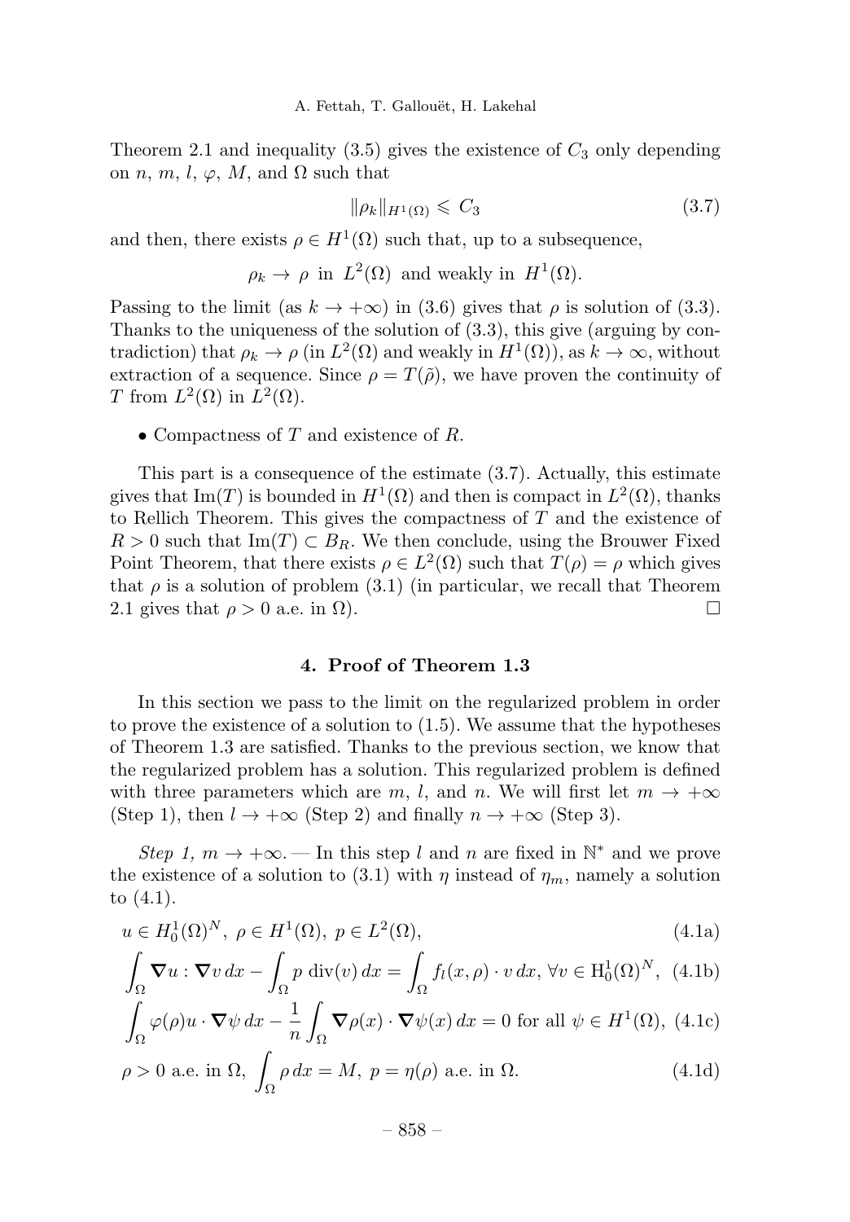Theorem 2.1 and inequality (3.5) gives the existence of $C_3$ only depending on $n$, $m$, $l$, $\varphi$, $M$, and $\Omega$ such that

$$\|\rho_k\|_{H^1(\Omega)} \leqslant C_3 \tag{3.7}$$

and then, there exists $\rho \in H^1(\Omega)$ such that, up to a subsequence,

$$\rho_k \to \rho \text{ in } L^2(\Omega) \text{ and weakly in } H^1(\Omega).$$

Passing to the limit (as $k \to +\infty$) in (3.6) gives that $\rho$ is solution of (3.3). Thanks to the uniqueness of the solution of (3.3), this give (arguing by contradiction) that $\rho_k \to \rho$ (in $L^2(\Omega)$ and weakly in $H^1(\Omega)$), as $k \to \infty$, without extraction of a sequence. Since $\rho = T(\tilde{\rho})$, we have proven the continuity of $T$ from $L^2(\Omega)$ in $L^2(\Omega)$.

- Compactness of $T$ and existence of $R$.

This part is a consequence of the estimate (3.7). Actually, this estimate gives that $\mathrm{Im}(T)$ is bounded in $H^1(\Omega)$ and then is compact in $L^2(\Omega)$, thanks to Rellich Theorem. This gives the compactness of $T$ and the existence of $R > 0$ such that $\mathrm{Im}(T) \subset B_R$. We then conclude, using the Brouwer Fixed Point Theorem, that there exists $\rho \in L^2(\Omega)$ such that $T(\rho) = \rho$ which gives that $\rho$ is a solution of problem (3.1) (in particular, we recall that Theorem 2.1 gives that $\rho > 0$ a.e. in $\Omega$). □

## 4. Proof of Theorem 1.3

In this section we pass to the limit on the regularized problem in order to prove the existence of a solution to (1.5). We assume that the hypotheses of Theorem 1.3 are satisfied. Thanks to the previous section, we know that the regularized problem has a solution. This regularized problem is defined with three parameters which are $m$, $l$, and $n$. We will first let $m \to +\infty$ (Step 1), then $l \to +\infty$ (Step 2) and finally $n \to +\infty$ (Step 3).

*Step 1, $m \to +\infty$.* — In this step $l$ and $n$ are fixed in $\mathbb{N}^*$ and we prove the existence of a solution to (3.1) with $\eta$ instead of $\eta_m$, namely a solution to (4.1).

$$u \in H_0^1(\Omega)^N,\ \rho \in H^1(\Omega),\ p \in L^2(\Omega), \tag{4.1a}$$

$$\int_\Omega \boldsymbol{\nabla} u : \boldsymbol{\nabla} v \, dx - \int_\Omega p \ \mathrm{div}(v) \, dx = \int_\Omega f_l(x, \rho) \cdot v \, dx,\ \forall v \in \mathrm{H}_0^1(\Omega)^N, \tag{4.1b}$$

$$\int_\Omega \varphi(\rho) u \cdot \boldsymbol{\nabla} \psi \, dx - \frac{1}{n} \int_\Omega \boldsymbol{\nabla} \rho(x) \cdot \boldsymbol{\nabla} \psi(x) \, dx = 0 \text{ for all } \psi \in H^1(\Omega), \tag{4.1c}$$

$$\rho > 0 \text{ a.e. in } \Omega,\ \int_\Omega \rho \, dx = M,\ p = \eta(\rho) \text{ a.e. in } \Omega. \tag{4.1d}$$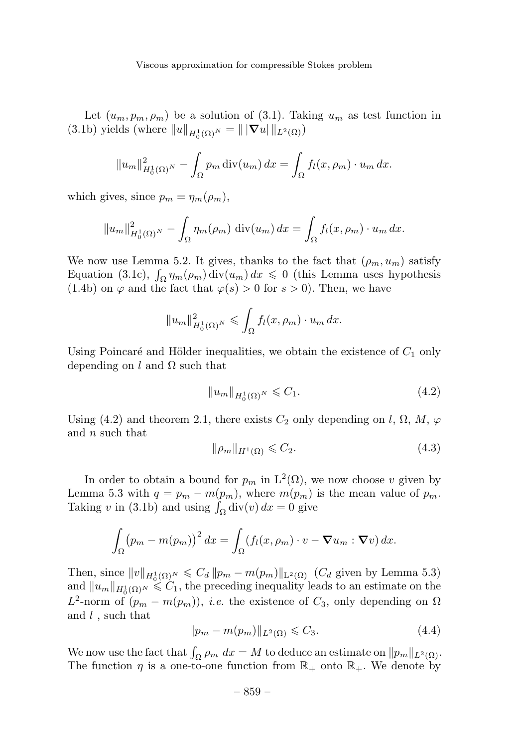Let $(u_m, p_m, \rho_m)$ be a solution of (3.1). Taking $u_m$ as test function in (3.1b) yields (where $\|u\|_{H_0^1(\Omega)^N} = \| |\boldsymbol{\nabla} u| \|_{L^2(\Omega)}$)

$$\|u_m\|^2_{H_0^1(\Omega)^N} - \int_\Omega p_m \operatorname{div}(u_m)\, dx = \int_\Omega f_l(x, \rho_m) \cdot u_m \, dx.$$

which gives, since $p_m = \eta_m(\rho_m)$,

$$\|u_m\|^2_{H_0^1(\Omega)^N} - \int_\Omega \eta_m(\rho_m)\ \operatorname{div}(u_m)\, dx = \int_\Omega f_l(x, \rho_m) \cdot u_m \, dx.$$

We now use Lemma 5.2. It gives, thanks to the fact that $(\rho_m, u_m)$ satisfy Equation (3.1c), $\int_\Omega \eta_m(\rho_m) \operatorname{div}(u_m)\, dx \leqslant 0$ (this Lemma uses hypothesis (1.4b) on $\varphi$ and the fact that $\varphi(s) > 0$ for $s > 0$). Then, we have

$$\|u_m\|^2_{H_0^1(\Omega)^N} \leqslant \int_\Omega f_l(x, \rho_m) \cdot u_m \, dx.$$

Using Poincaré and Hölder inequalities, we obtain the existence of $C_1$ only depending on $l$ and $\Omega$ such that

$$\|u_m\|_{H_0^1(\Omega)^N} \leqslant C_1. \tag{4.2}$$

Using (4.2) and theorem 2.1, there exists $C_2$ only depending on $l$, $\Omega$, $M$, $\varphi$ and $n$ such that

$$\|\rho_m\|_{H^1(\Omega)} \leqslant C_2. \tag{4.3}$$

In order to obtain a bound for $p_m$ in $\mathrm{L}^2(\Omega)$, we now choose $v$ given by Lemma 5.3 with $q = p_m - m(p_m)$, where $m(p_m)$ is the mean value of $p_m$. Taking $v$ in (3.1b) and using $\int_\Omega \operatorname{div}(v)\, dx = 0$ give

$$\int_\Omega \big(p_m - m(p_m)\big)^2\, dx = \int_\Omega (f_l(x, \rho_m) \cdot v - \boldsymbol{\nabla} u_m : \boldsymbol{\nabla} v)\, dx.$$

Then, since $\|v\|_{H_0^1(\Omega)^N} \leqslant C_d\, \|p_m - m(p_m)\|_{\mathrm{L}^2(\Omega)}$ ($C_d$ given by Lemma 5.3) and $\|u_m\|_{H_0^1(\Omega)^N} \leqslant C_1$, the preceding inequality leads to an estimate on the $L^2$-norm of $(p_m - m(p_m))$, *i.e.* the existence of $C_3$, only depending on $\Omega$ and $l$ , such that

$$\|p_m - m(p_m)\|_{L^2(\Omega)} \leqslant C_3. \tag{4.4}$$

We now use the fact that $\int_\Omega \rho_m \ dx = M$ to deduce an estimate on $\|p_m\|_{L^2(\Omega)}$. The function $\eta$ is a one-to-one function from $\mathbb{R}_+$ onto $\mathbb{R}_+$. We denote by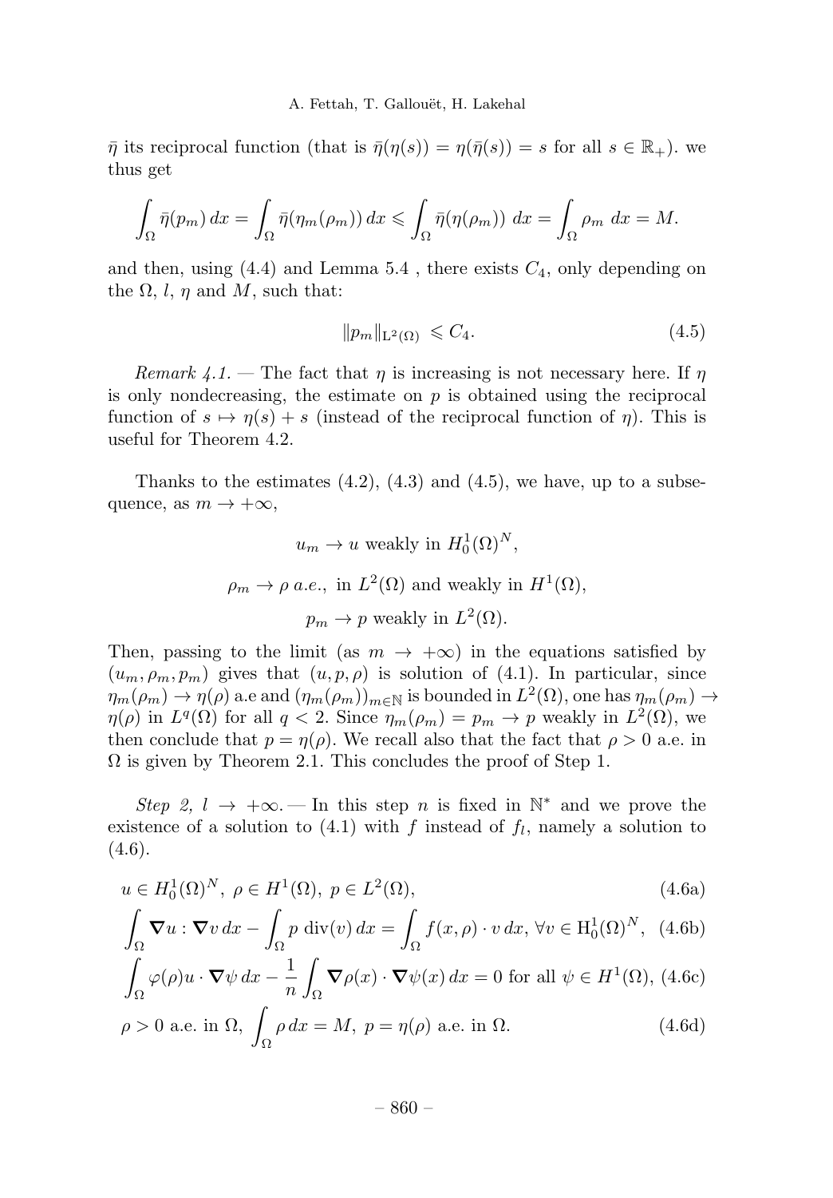$\bar{\eta}$ its reciprocal function (that is $\bar{\eta}(\eta(s)) = \eta(\bar{\eta}(s)) = s$ for all $s \in \mathbb{R}_+$). we thus get

$$\int_\Omega \bar{\eta}(p_m)\,dx = \int_\Omega \bar{\eta}(\eta_m(\rho_m))\,dx \leqslant \int_\Omega \bar{\eta}(\eta(\rho_m))\;dx = \int_\Omega \rho_m\;dx = M.$$

and then, using (4.4) and Lemma 5.4 , there exists $C_4$, only depending on the $\Omega$, $l$, $\eta$ and $M$, such that:

$$\|p_m\|_{\mathrm{L}^2(\Omega)} \leqslant C_4. \tag{4.5}$$

*Remark 4.1.* — The fact that $\eta$ is increasing is not necessary here. If $\eta$ is only nondecreasing, the estimate on $p$ is obtained using the reciprocal function of $s \mapsto \eta(s) + s$ (instead of the reciprocal function of $\eta$). This is useful for Theorem 4.2.

Thanks to the estimates (4.2), (4.3) and (4.5), we have, up to a subsequence, as $m \to +\infty$,

$$u_m \to u \text{ weakly in } H^1_0(\Omega)^N,$$

$$\rho_m \to \rho \text{ } a.e., \text{ in } L^2(\Omega) \text{ and weakly in } H^1(\Omega),$$

$$p_m \to p \text{ weakly in } L^2(\Omega).$$

Then, passing to the limit (as $m \to +\infty$) in the equations satisfied by $(u_m, \rho_m, p_m)$ gives that $(u, p, \rho)$ is solution of (4.1). In particular, since $\eta_m(\rho_m) \to \eta(\rho)$ a.e and $(\eta_m(\rho_m))_{m\in\mathbb{N}}$ is bounded in $L^2(\Omega)$, one has $\eta_m(\rho_m) \to \eta(\rho)$ in $L^q(\Omega)$ for all $q < 2$. Since $\eta_m(\rho_m) = p_m \to p$ weakly in $L^2(\Omega)$, we then conclude that $p = \eta(\rho)$. We recall also that the fact that $\rho > 0$ a.e. in $\Omega$ is given by Theorem 2.1. This concludes the proof of Step 1.

*Step 2, $l \to +\infty$.* — In this step $n$ is fixed in $\mathbb{N}^*$ and we prove the existence of a solution to (4.1) with $f$ instead of $f_l$, namely a solution to (4.6).

$$u \in H^1_0(\Omega)^N,\ \rho \in H^1(\Omega),\ p \in L^2(\Omega), \tag{4.6a}$$

$$\int_\Omega \boldsymbol{\nabla} u : \boldsymbol{\nabla} v\,dx - \int_\Omega p\,\mathrm{div}(v)\,dx = \int_\Omega f(x,\rho)\cdot v\,dx,\ \forall v \in \mathrm{H}^1_0(\Omega)^N, \tag{4.6b}$$

$$\int_\Omega \varphi(\rho) u \cdot \boldsymbol{\nabla}\psi\,dx - \frac{1}{n}\int_\Omega \boldsymbol{\nabla}\rho(x)\cdot\boldsymbol{\nabla}\psi(x)\,dx = 0 \text{ for all } \psi \in H^1(\Omega), \tag{4.6c}$$

$$\rho > 0 \text{ a.e. in } \Omega,\ \int_\Omega \rho\,dx = M,\ p = \eta(\rho) \text{ a.e. in } \Omega. \tag{4.6d}$$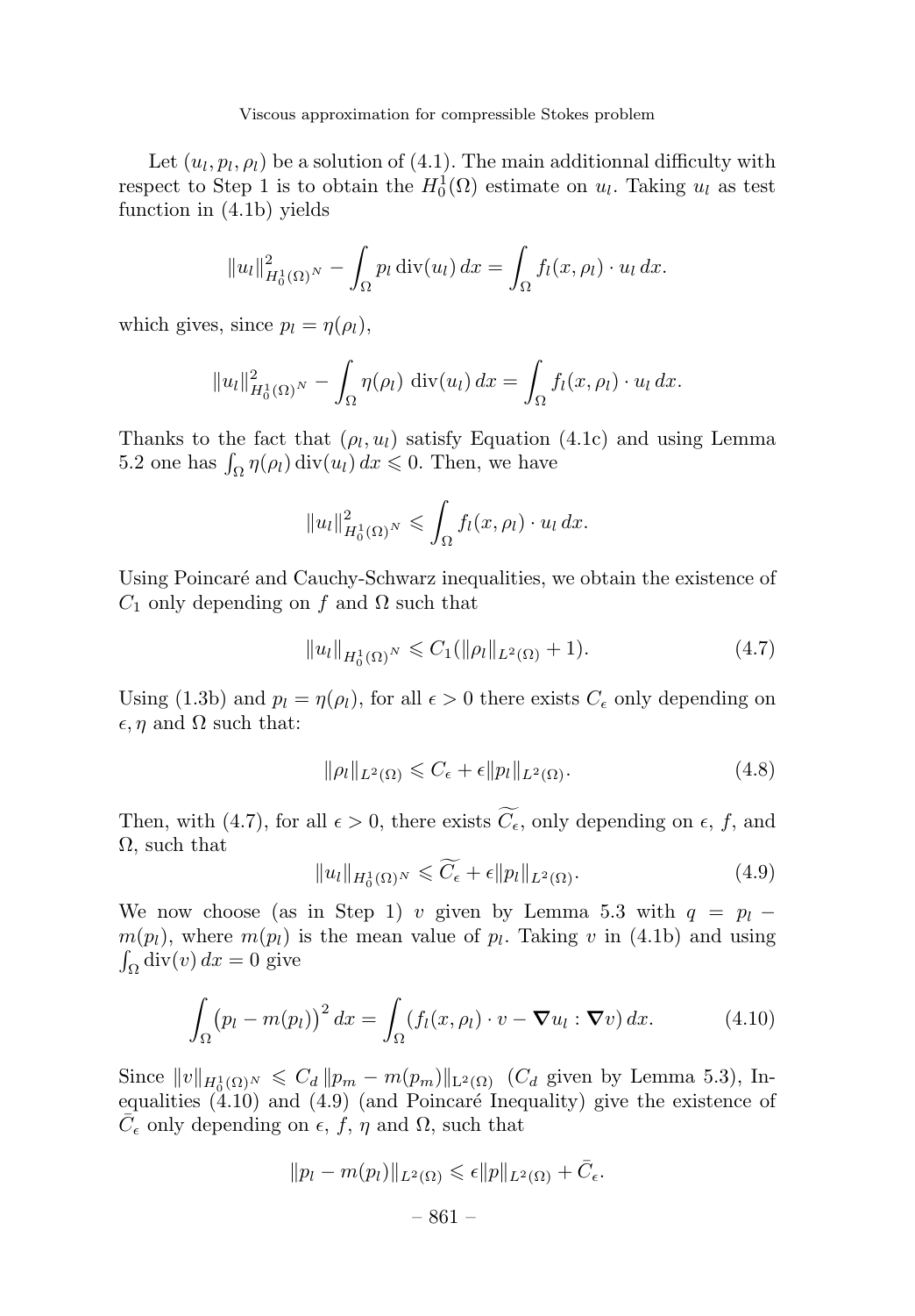Let $(u_l, p_l, \rho_l)$ be a solution of (4.1). The main additionnal difficulty with respect to Step 1 is to obtain the $H_0^1(\Omega)$ estimate on $u_l$. Taking $u_l$ as test function in (4.1b) yields

$$\|u_l\|^2_{H_0^1(\Omega)^N} - \int_\Omega p_l \operatorname{div}(u_l)\, dx = \int_\Omega f_l(x, \rho_l) \cdot u_l \, dx.$$

which gives, since $p_l = \eta(\rho_l)$,

$$\|u_l\|^2_{H_0^1(\Omega)^N} - \int_\Omega \eta(\rho_l)\, \operatorname{div}(u_l)\, dx = \int_\Omega f_l(x, \rho_l) \cdot u_l \, dx.$$

Thanks to the fact that $(\rho_l, u_l)$ satisfy Equation (4.1c) and using Lemma 5.2 one has $\int_\Omega \eta(\rho_l) \operatorname{div}(u_l)\, dx \leqslant 0$. Then, we have

$$\|u_l\|^2_{H_0^1(\Omega)^N} \leqslant \int_\Omega f_l(x, \rho_l) \cdot u_l \, dx.$$

Using Poincaré and Cauchy-Schwarz inequalities, we obtain the existence of $C_1$ only depending on $f$ and $\Omega$ such that

$$\|u_l\|_{H_0^1(\Omega)^N} \leqslant C_1(\|\rho_l\|_{L^2(\Omega)} + 1). \tag{4.7}$$

Using (1.3b) and $p_l = \eta(\rho_l)$, for all $\epsilon > 0$ there exists $C_\epsilon$ only depending on $\epsilon, \eta$ and $\Omega$ such that:

$$\|\rho_l\|_{L^2(\Omega)} \leqslant C_\epsilon + \epsilon \|p_l\|_{L^2(\Omega)}. \tag{4.8}$$

Then, with (4.7), for all $\epsilon > 0$, there exists $\widetilde{C_\epsilon}$, only depending on $\epsilon$, $f$, and $\Omega$, such that

$$\|u_l\|_{H_0^1(\Omega)^N} \leqslant \widetilde{C_\epsilon} + \epsilon \|p_l\|_{L^2(\Omega)}. \tag{4.9}$$

We now choose (as in Step 1) $v$ given by Lemma 5.3 with $q = p_l - m(p_l)$, where $m(p_l)$ is the mean value of $p_l$. Taking $v$ in (4.1b) and using $\int_\Omega \operatorname{div}(v)\, dx = 0$ give

$$\int_\Omega \big(p_l - m(p_l)\big)^2 \, dx = \int_\Omega (f_l(x, \rho_l) \cdot v - \boldsymbol{\nabla} u_l : \boldsymbol{\nabla} v)\, dx. \tag{4.10}$$

Since $\|v\|_{H_0^1(\Omega)^N} \leqslant C_d \|p_m - m(p_m)\|_{\mathrm{L}^2(\Omega)}$ ($C_d$ given by Lemma 5.3), Inequalities (4.10) and (4.9) (and Poincaré Inequality) give the existence of $\bar{C}_\epsilon$ only depending on $\epsilon$, $f$, $\eta$ and $\Omega$, such that

$$\|p_l - m(p_l)\|_{L^2(\Omega)} \leqslant \epsilon \|p\|_{L^2(\Omega)} + \bar{C}_\epsilon.$$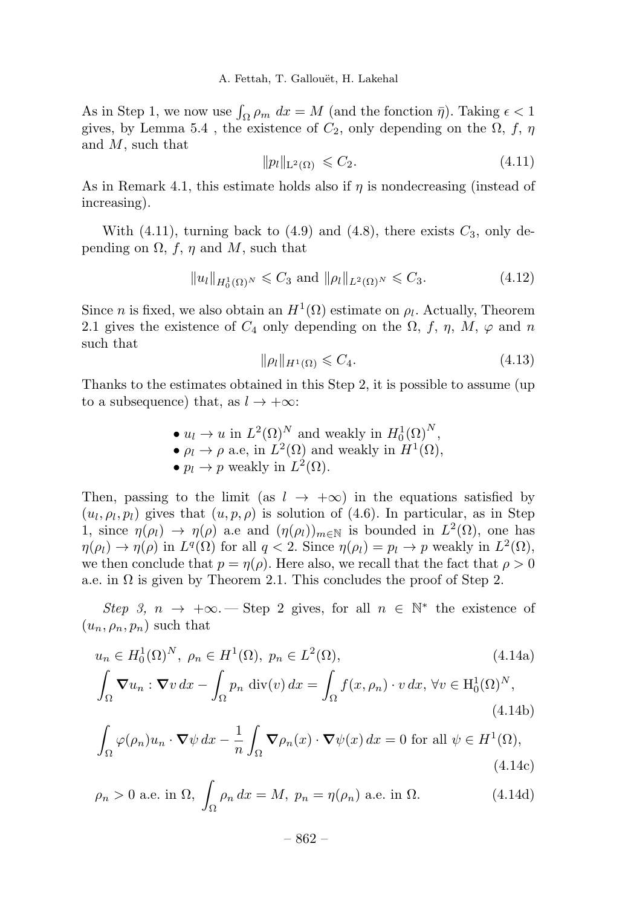As in Step 1, we now use $\int_\Omega \rho_m \, dx = M$ (and the fonction $\bar{\eta}$). Taking $\epsilon < 1$ gives, by Lemma 5.4 , the existence of $C_2$, only depending on the $\Omega$, $f$, $\eta$ and $M$, such that

$$\|p_l\|_{\mathrm{L}^2(\Omega)} \leqslant C_2. \tag{4.11}$$

As in Remark 4.1, this estimate holds also if $\eta$ is nondecreasing (instead of increasing).

With (4.11), turning back to (4.9) and (4.8), there exists $C_3$, only depending on $\Omega$, $f$, $\eta$ and $M$, such that

$$\|u_l\|_{H_0^1(\Omega)^N} \leqslant C_3 \text{ and } \|\rho_l\|_{L^2(\Omega)^N} \leqslant C_3. \tag{4.12}$$

Since $n$ is fixed, we also obtain an $H^1(\Omega)$ estimate on $\rho_l$. Actually, Theorem 2.1 gives the existence of $C_4$ only depending on the $\Omega$, $f$, $\eta$, $M$, $\varphi$ and $n$ such that

$$\|\rho_l\|_{H^1(\Omega)} \leqslant C_4. \tag{4.13}$$

Thanks to the estimates obtained in this Step 2, it is possible to assume (up to a subsequence) that, as $l \to +\infty$:

- $u_l \to u$ in $L^2(\Omega)^N$ and weakly in $H_0^1(\Omega)^N$,
- $\rho_l \to \rho$ a.e, in $L^2(\Omega)$ and weakly in $H^1(\Omega)$,
- $p_l \to p$ weakly in $L^2(\Omega)$.

Then, passing to the limit (as $l \to +\infty$) in the equations satisfied by $(u_l, \rho_l, p_l)$ gives that $(u, p, \rho)$ is solution of (4.6). In particular, as in Step 1, since $\eta(\rho_l) \to \eta(\rho)$ a.e and $(\eta(\rho_l))_{m\in\mathbb{N}}$ is bounded in $L^2(\Omega)$, one has $\eta(\rho_l) \to \eta(\rho)$ in $L^q(\Omega)$ for all $q < 2$. Since $\eta(\rho_l) = p_l \to p$ weakly in $L^2(\Omega)$, we then conclude that $p = \eta(\rho)$. Here also, we recall that the fact that $\rho > 0$ a.e. in $\Omega$ is given by Theorem 2.1. This concludes the proof of Step 2.

*Step 3, $n \to +\infty$.* — Step 2 gives, for all $n \in \mathbb{N}^*$ the existence of $(u_n, \rho_n, p_n)$ such that

$$u_n \in H_0^1(\Omega)^N,\ \rho_n \in H^1(\Omega),\ p_n \in L^2(\Omega), \tag{4.14a}$$

$$\int_\Omega \nabla u_n : \nabla v \, dx - \int_\Omega p_n \operatorname{div}(v) \, dx = \int_\Omega f(x, \rho_n) \cdot v \, dx,\ \forall v \in \mathrm{H}_0^1(\Omega)^N, \tag{4.14b}$$

$$\int_\Omega \varphi(\rho_n) u_n \cdot \nabla \psi \, dx - \frac{1}{n} \int_\Omega \nabla \rho_n(x) \cdot \nabla \psi(x) \, dx = 0 \text{ for all } \psi \in H^1(\Omega), \tag{4.14c}$$

$$\rho_n > 0 \text{ a.e. in } \Omega,\ \int_\Omega \rho_n \, dx = M,\ p_n = \eta(\rho_n) \text{ a.e. in } \Omega. \tag{4.14d}$$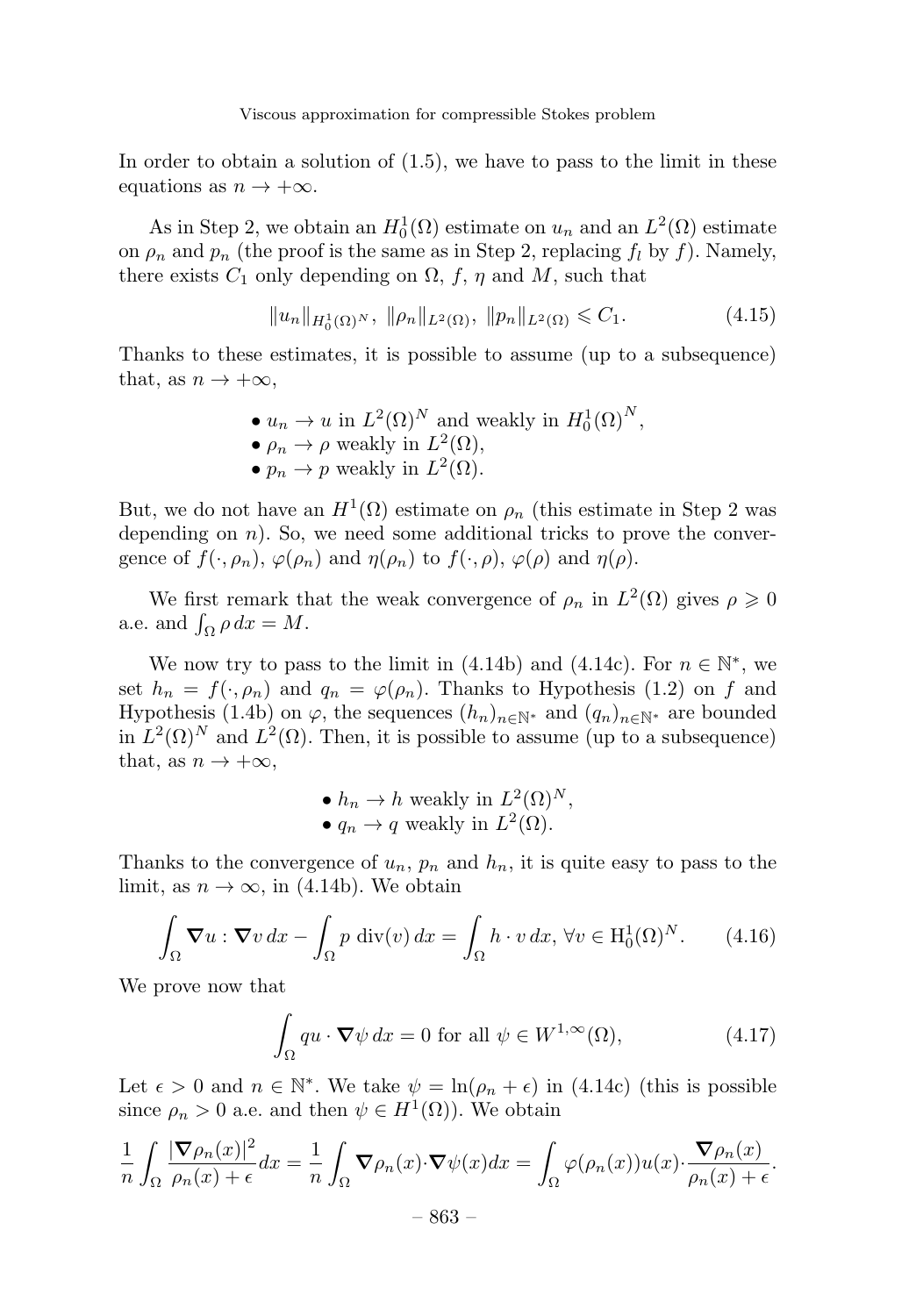In order to obtain a solution of (1.5), we have to pass to the limit in these equations as $n \to +\infty$.

As in Step 2, we obtain an $H_0^1(\Omega)$ estimate on $u_n$ and an $L^2(\Omega)$ estimate on $\rho_n$ and $p_n$ (the proof is the same as in Step 2, replacing $f_l$ by $f$). Namely, there exists $C_1$ only depending on $\Omega$, $f$, $\eta$ and $M$, such that

$$\|u_n\|_{H_0^1(\Omega)^N},\ \|\rho_n\|_{L^2(\Omega)},\ \|p_n\|_{L^2(\Omega)} \leqslant C_1. \tag{4.15}$$

Thanks to these estimates, it is possible to assume (up to a subsequence) that, as $n \to +\infty$,

- $u_n \to u$ in $L^2(\Omega)^N$ and weakly in $H_0^1(\Omega)^N$,
- $\rho_n \to \rho$ weakly in $L^2(\Omega)$,
- $p_n \to p$ weakly in $L^2(\Omega)$.

But, we do not have an $H^1(\Omega)$ estimate on $\rho_n$ (this estimate in Step 2 was depending on $n$). So, we need some additional tricks to prove the convergence of $f(\cdot,\rho_n)$, $\varphi(\rho_n)$ and $\eta(\rho_n)$ to $f(\cdot,\rho)$, $\varphi(\rho)$ and $\eta(\rho)$.

We first remark that the weak convergence of $\rho_n$ in $L^2(\Omega)$ gives $\rho \geqslant 0$ a.e. and $\int_\Omega \rho\, dx = M$.

We now try to pass to the limit in (4.14b) and (4.14c). For $n \in \mathbb{N}^*$, we set $h_n = f(\cdot,\rho_n)$ and $q_n = \varphi(\rho_n)$. Thanks to Hypothesis (1.2) on $f$ and Hypothesis (1.4b) on $\varphi$, the sequences $(h_n)_{n\in\mathbb{N}^*}$ and $(q_n)_{n\in\mathbb{N}^*}$ are bounded in $L^2(\Omega)^N$ and $L^2(\Omega)$. Then, it is possible to assume (up to a subsequence) that, as $n \to +\infty$,

- $h_n \to h$ weakly in $L^2(\Omega)^N$,
- $q_n \to q$ weakly in $L^2(\Omega)$.

Thanks to the convergence of $u_n$, $p_n$ and $h_n$, it is quite easy to pass to the limit, as $n \to \infty$, in (4.14b). We obtain

$$\int_\Omega \boldsymbol{\nabla} u : \boldsymbol{\nabla} v\, dx - \int_\Omega p\ \mathrm{div}(v)\, dx = \int_\Omega h \cdot v\, dx,\ \forall v \in \mathrm{H}_0^1(\Omega)^N. \tag{4.16}$$

We prove now that

$$\int_\Omega q u \cdot \boldsymbol{\nabla}\psi\, dx = 0 \text{ for all } \psi \in W^{1,\infty}(\Omega), \tag{4.17}$$

Let $\epsilon > 0$ and $n \in \mathbb{N}^*$. We take $\psi = \ln(\rho_n + \epsilon)$ in (4.14c) (this is possible since $\rho_n > 0$ a.e. and then $\psi \in H^1(\Omega)$). We obtain

$$\frac{1}{n}\int_\Omega \frac{|\boldsymbol{\nabla}\rho_n(x)|^2}{\rho_n(x)+\epsilon}dx = \frac{1}{n}\int_\Omega \boldsymbol{\nabla}\rho_n(x)\cdot\boldsymbol{\nabla}\psi(x)dx = \int_\Omega \varphi(\rho_n(x))u(x)\cdot\frac{\boldsymbol{\nabla}\rho_n(x)}{\rho_n(x)+\epsilon}.$$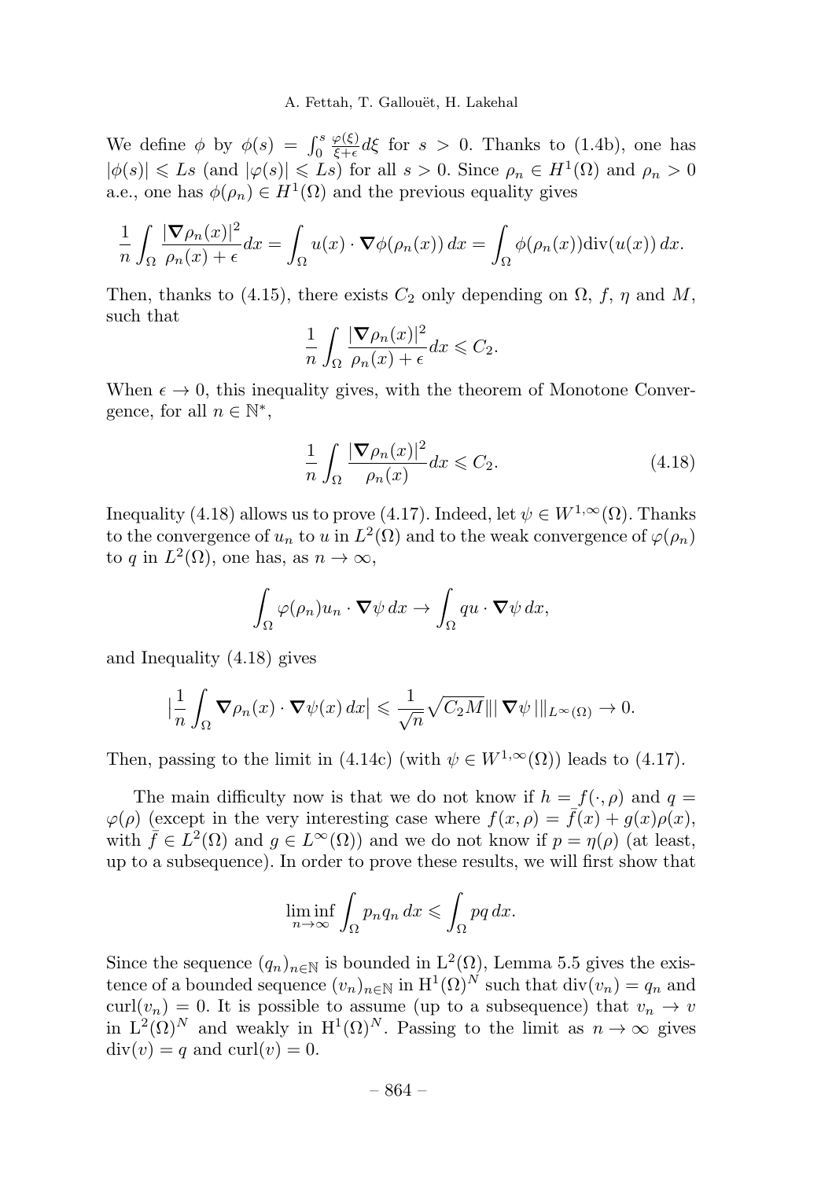We define $\phi$ by $\phi(s) = \int_0^s \frac{\varphi(\xi)}{\xi+\epsilon} d\xi$ for $s > 0$. Thanks to (1.4b), one has $|\phi(s)| \leqslant Ls$ (and $|\varphi(s)| \leqslant Ls$) for all $s > 0$. Since $\rho_n \in H^1(\Omega)$ and $\rho_n > 0$ a.e., one has $\phi(\rho_n) \in H^1(\Omega)$ and the previous equality gives

$$\frac{1}{n} \int_\Omega \frac{|\boldsymbol{\nabla} \rho_n(x)|^2}{\rho_n(x) + \epsilon} dx = \int_\Omega u(x) \cdot \boldsymbol{\nabla} \phi(\rho_n(x))\, dx = \int_\Omega \phi(\rho_n(x)) \mathrm{div}(u(x))\, dx.$$

Then, thanks to (4.15), there exists $C_2$ only depending on $\Omega$, $f$, $\eta$ and $M$, such that

$$\frac{1}{n} \int_\Omega \frac{|\boldsymbol{\nabla} \rho_n(x)|^2}{\rho_n(x) + \epsilon} dx \leqslant C_2.$$

When $\epsilon \to 0$, this inequality gives, with the theorem of Monotone Convergence, for all $n \in \mathbb{N}^*$,

$$\frac{1}{n} \int_\Omega \frac{|\boldsymbol{\nabla} \rho_n(x)|^2}{\rho_n(x)} dx \leqslant C_2. \tag{4.18}$$

Inequality (4.18) allows us to prove (4.17). Indeed, let $\psi \in W^{1,\infty}(\Omega)$. Thanks to the convergence of $u_n$ to $u$ in $L^2(\Omega)$ and to the weak convergence of $\varphi(\rho_n)$ to $q$ in $L^2(\Omega)$, one has, as $n \to \infty$,

$$\int_\Omega \varphi(\rho_n) u_n \cdot \boldsymbol{\nabla} \psi\, dx \to \int_\Omega q u \cdot \boldsymbol{\nabla} \psi\, dx,$$

and Inequality (4.18) gives

$$\Big| \frac{1}{n} \int_\Omega \boldsymbol{\nabla} \rho_n(x) \cdot \boldsymbol{\nabla} \psi(x)\, dx \Big| \leqslant \frac{1}{\sqrt{n}} \sqrt{C_2 M} \| |\, \boldsymbol{\nabla} \psi \,| \|_{L^\infty(\Omega)} \to 0.$$

Then, passing to the limit in (4.14c) (with $\psi \in W^{1,\infty}(\Omega)$) leads to (4.17).

The main difficulty now is that we do not know if $h = f(\cdot, \rho)$ and $q = \varphi(\rho)$ (except in the very interesting case where $f(x, \rho) = \bar{f}(x) + g(x)\rho(x)$, with $\bar{f} \in L^2(\Omega)$ and $g \in L^\infty(\Omega)$) and we do not know if $p = \eta(\rho)$ (at least, up to a subsequence). In order to prove these results, we will first show that

$$\liminf_{n \to \infty} \int_\Omega p_n q_n \, dx \leqslant \int_\Omega pq \, dx.$$

Since the sequence $(q_n)_{n \in \mathbb{N}}$ is bounded in $\mathrm{L}^2(\Omega)$, Lemma 5.5 gives the existence of a bounded sequence $(v_n)_{n \in \mathbb{N}}$ in $\mathrm{H}^1(\Omega)^N$ such that $\mathrm{div}(v_n) = q_n$ and $\mathrm{curl}(v_n) = 0$. It is possible to assume (up to a subsequence) that $v_n \to v$ in $\mathrm{L}^2(\Omega)^N$ and weakly in $\mathrm{H}^1(\Omega)^N$. Passing to the limit as $n \to \infty$ gives $\mathrm{div}(v) = q$ and $\mathrm{curl}(v) = 0$.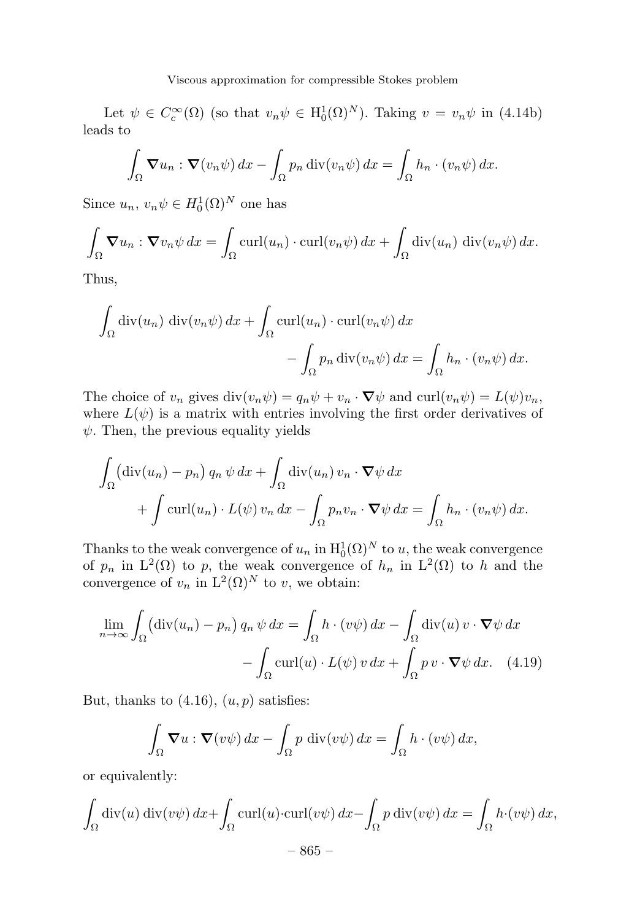Let $\psi \in C_c^\infty(\Omega)$ (so that $v_n\psi \in \mathrm{H}_0^1(\Omega)^N$). Taking $v = v_n\psi$ in (4.14b) leads to

$$\int_\Omega \boldsymbol{\nabla} u_n : \boldsymbol{\nabla}(v_n\psi)\,dx - \int_\Omega p_n \operatorname{div}(v_n\psi)\,dx = \int_\Omega h_n \cdot (v_n\psi)\,dx.$$

Since $u_n$, $v_n\psi \in H_0^1(\Omega)^N$ one has

$$\int_\Omega \boldsymbol{\nabla} u_n : \boldsymbol{\nabla} v_n\psi\,dx = \int_\Omega \operatorname{curl}(u_n)\cdot\operatorname{curl}(v_n\psi)\,dx + \int_\Omega \operatorname{div}(u_n)\,\operatorname{div}(v_n\psi)\,dx.$$

Thus,

$$\int_\Omega \operatorname{div}(u_n)\,\operatorname{div}(v_n\psi)\,dx + \int_\Omega \operatorname{curl}(u_n)\cdot\operatorname{curl}(v_n\psi)\,dx - \int_\Omega p_n \operatorname{div}(v_n\psi)\,dx = \int_\Omega h_n\cdot(v_n\psi)\,dx.$$

The choice of $v_n$ gives $\operatorname{div}(v_n\psi) = q_n\psi + v_n\cdot\boldsymbol{\nabla}\psi$ and $\operatorname{curl}(v_n\psi) = L(\psi)v_n$, where $L(\psi)$ is a matrix with entries involving the first order derivatives of $\psi$. Then, the previous equality yields

$$\int_\Omega \big(\operatorname{div}(u_n) - p_n\big)\,q_n\,\psi\,dx + \int_\Omega \operatorname{div}(u_n)\,v_n\cdot\boldsymbol{\nabla}\psi\,dx + \int \operatorname{curl}(u_n)\cdot L(\psi)\,v_n\,dx - \int_\Omega p_n v_n\cdot\boldsymbol{\nabla}\psi\,dx = \int_\Omega h_n\cdot(v_n\psi)\,dx.$$

Thanks to the weak convergence of $u_n$ in $\mathrm{H}_0^1(\Omega)^N$ to $u$, the weak convergence of $p_n$ in $\mathrm{L}^2(\Omega)$ to $p$, the weak convergence of $h_n$ in $\mathrm{L}^2(\Omega)$ to $h$ and the convergence of $v_n$ in $\mathrm{L}^2(\Omega)^N$ to $v$, we obtain:

$$\lim_{n\to\infty}\int_\Omega \big(\operatorname{div}(u_n) - p_n\big)\,q_n\,\psi\,dx = \int_\Omega h\cdot(v\psi)\,dx - \int_\Omega \operatorname{div}(u)\,v\cdot\boldsymbol{\nabla}\psi\,dx - \int_\Omega \operatorname{curl}(u)\cdot L(\psi)\,v\,dx + \int_\Omega p\,v\cdot\boldsymbol{\nabla}\psi\,dx. \quad (4.19)$$

But, thanks to (4.16), $(u,p)$ satisfies:

$$\int_\Omega \boldsymbol{\nabla} u : \boldsymbol{\nabla}(v\psi)\,dx - \int_\Omega p\,\operatorname{div}(v\psi)\,dx = \int_\Omega h\cdot(v\psi)\,dx,$$

or equivalently:

$$\int_\Omega \operatorname{div}(u)\,\operatorname{div}(v\psi)\,dx + \int_\Omega \operatorname{curl}(u)\cdot\operatorname{curl}(v\psi)\,dx - \int_\Omega p\operatorname{div}(v\psi)\,dx = \int_\Omega h\cdot(v\psi)\,dx,$$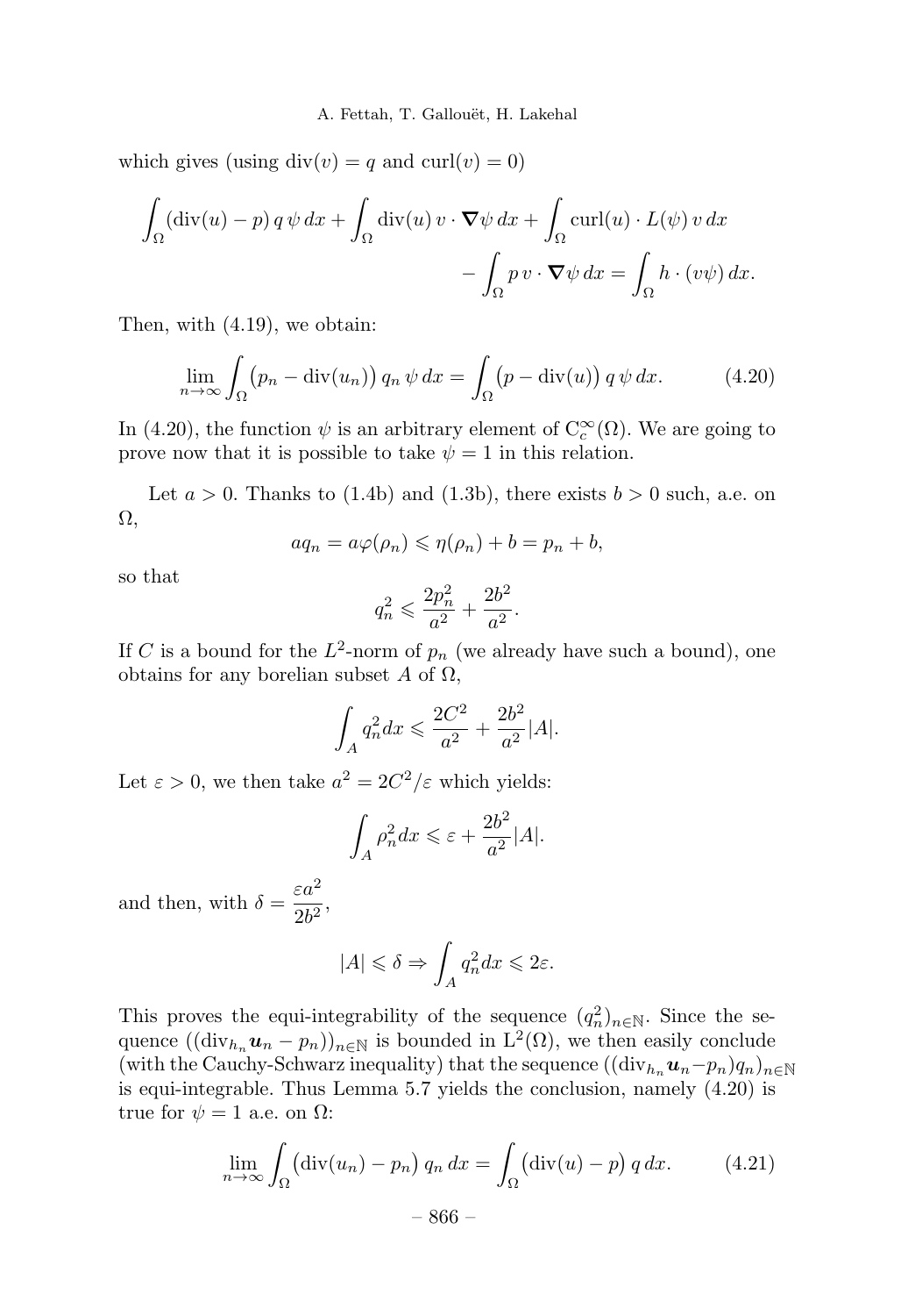which gives (using $\mathrm{div}(v) = q$ and $\mathrm{curl}(v) = 0$)

$$\int_\Omega (\mathrm{div}(u) - p)\, q\, \psi \, dx + \int_\Omega \mathrm{div}(u)\, v \cdot \boldsymbol{\nabla}\psi \, dx + \int_\Omega \mathrm{curl}(u) \cdot L(\psi)\, v \, dx$$
$$- \int_\Omega p\, v \cdot \boldsymbol{\nabla}\psi \, dx = \int_\Omega h \cdot (v\psi)\, dx.$$

Then, with (4.19), we obtain:

$$\lim_{n\to\infty} \int_\Omega \big(p_n - \mathrm{div}(u_n)\big)\, q_n\, \psi \, dx = \int_\Omega \big(p - \mathrm{div}(u)\big)\, q\, \psi \, dx. \tag{4.20}$$

In (4.20), the function $\psi$ is an arbitrary element of $\mathrm{C}_c^\infty(\Omega)$. We are going to prove now that it is possible to take $\psi = 1$ in this relation.

Let $a > 0$. Thanks to (1.4b) and (1.3b), there exists $b > 0$ such, a.e. on $\Omega$,

$$a q_n = a\varphi(\rho_n) \leqslant \eta(\rho_n) + b = p_n + b,$$

so that

$$q_n^2 \leqslant \frac{2p_n^2}{a^2} + \frac{2b^2}{a^2}.$$

If $C$ is a bound for the $L^2$-norm of $p_n$ (we already have such a bound), one obtains for any borelian subset $A$ of $\Omega$,

$$\int_A q_n^2 dx \leqslant \frac{2C^2}{a^2} + \frac{2b^2}{a^2}|A|.$$

Let $\varepsilon > 0$, we then take $a^2 = 2C^2/\varepsilon$ which yields:

$$\int_A \rho_n^2 dx \leqslant \varepsilon + \frac{2b^2}{a^2}|A|.$$

and then, with $\delta = \dfrac{\varepsilon a^2}{2b^2}$,

$$|A| \leqslant \delta \Rightarrow \int_A q_n^2 dx \leqslant 2\varepsilon.$$

This proves the equi-integrability of the sequence $(q_n^2)_{n\in\mathbb{N}}$. Since the sequence $((\mathrm{div}_{h_n}\boldsymbol{u}_n - p_n))_{n\in\mathbb{N}}$ is bounded in $\mathrm{L}^2(\Omega)$, we then easily conclude (with the Cauchy-Schwarz inequality) that the sequence $((\mathrm{div}_{h_n}\boldsymbol{u}_n - p_n)q_n)_{n\in\mathbb{N}}$ is equi-integrable. Thus Lemma 5.7 yields the conclusion, namely (4.20) is true for $\psi = 1$ a.e. on $\Omega$:

$$\lim_{n\to\infty} \int_\Omega \big(\mathrm{div}(u_n) - p_n\big)\, q_n \, dx = \int_\Omega \big(\mathrm{div}(u) - p\big)\, q \, dx. \tag{4.21}$$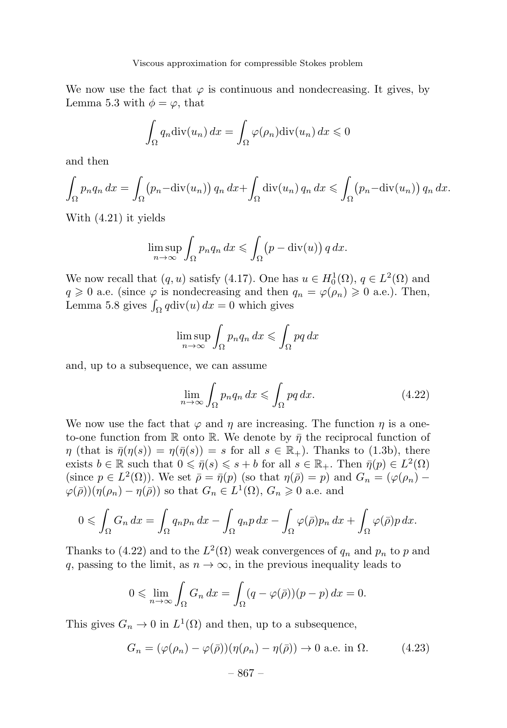We now use the fact that $\varphi$ is continuous and nondecreasing. It gives, by Lemma 5.3 with $\phi = \varphi$, that

$$\int_\Omega q_n \mathrm{div}(u_n)\, dx = \int_\Omega \varphi(\rho_n) \mathrm{div}(u_n)\, dx \leqslant 0$$

and then

$$\int_\Omega p_n q_n\, dx = \int_\Omega \big(p_n - \mathrm{div}(u_n)\big)\, q_n\, dx + \int_\Omega \mathrm{div}(u_n)\, q_n\, dx \leqslant \int_\Omega \big(p_n - \mathrm{div}(u_n)\big)\, q_n\, dx.$$

With (4.21) it yields

$$\limsup_{n\to\infty} \int_\Omega p_n q_n\, dx \leqslant \int_\Omega \big(p - \mathrm{div}(u)\big)\, q\, dx.$$

We now recall that $(q, u)$ satisfy (4.17). One has $u \in H_0^1(\Omega)$, $q \in L^2(\Omega)$ and $q \geqslant 0$ a.e. (since $\varphi$ is nondecreasing and then $q_n = \varphi(\rho_n) \geqslant 0$ a.e.). Then, Lemma 5.8 gives $\int_\Omega q \mathrm{div}(u)\, dx = 0$ which gives

$$\limsup_{n\to\infty} \int_\Omega p_n q_n\, dx \leqslant \int_\Omega pq\, dx$$

and, up to a subsequence, we can assume

$$\lim_{n\to\infty} \int_\Omega p_n q_n\, dx \leqslant \int_\Omega pq\, dx. \tag{4.22}$$

We now use the fact that $\varphi$ and $\eta$ are increasing. The function $\eta$ is a one-to-one function from $\mathbb{R}$ onto $\mathbb{R}$. We denote by $\bar{\eta}$ the reciprocal function of $\eta$ (that is $\bar{\eta}(\eta(s)) = \eta(\bar{\eta}(s)) = s$ for all $s \in \mathbb{R}_+$). Thanks to (1.3b), there exists $b \in \mathbb{R}$ such that $0 \leqslant \bar{\eta}(s) \leqslant s + b$ for all $s \in \mathbb{R}_+$. Then $\bar{\eta}(p) \in L^2(\Omega)$ (since $p \in L^2(\Omega)$). We set $\bar{\rho} = \bar{\eta}(p)$ (so that $\eta(\bar{\rho}) = p$) and $G_n = (\varphi(\rho_n) - \varphi(\bar{\rho}))(\eta(\rho_n) - \eta(\bar{\rho}))$ so that $G_n \in L^1(\Omega)$, $G_n \geqslant 0$ a.e. and

$$0 \leqslant \int_\Omega G_n\, dx = \int_\Omega q_n p_n\, dx - \int_\Omega q_n p\, dx - \int_\Omega \varphi(\bar{\rho}) p_n\, dx + \int_\Omega \varphi(\bar{\rho}) p\, dx.$$

Thanks to (4.22) and to the $L^2(\Omega)$ weak convergences of $q_n$ and $p_n$ to $p$ and $q$, passing to the limit, as $n \to \infty$, in the previous inequality leads to

$$0 \leqslant \lim_{n\to\infty} \int_\Omega G_n\, dx = \int_\Omega (q - \varphi(\bar{\rho}))(p - p)\, dx = 0.$$

This gives $G_n \to 0$ in $L^1(\Omega)$ and then, up to a subsequence,

$$G_n = (\varphi(\rho_n) - \varphi(\bar{\rho}))(\eta(\rho_n) - \eta(\bar{\rho})) \to 0 \text{ a.e. in } \Omega. \tag{4.23}$$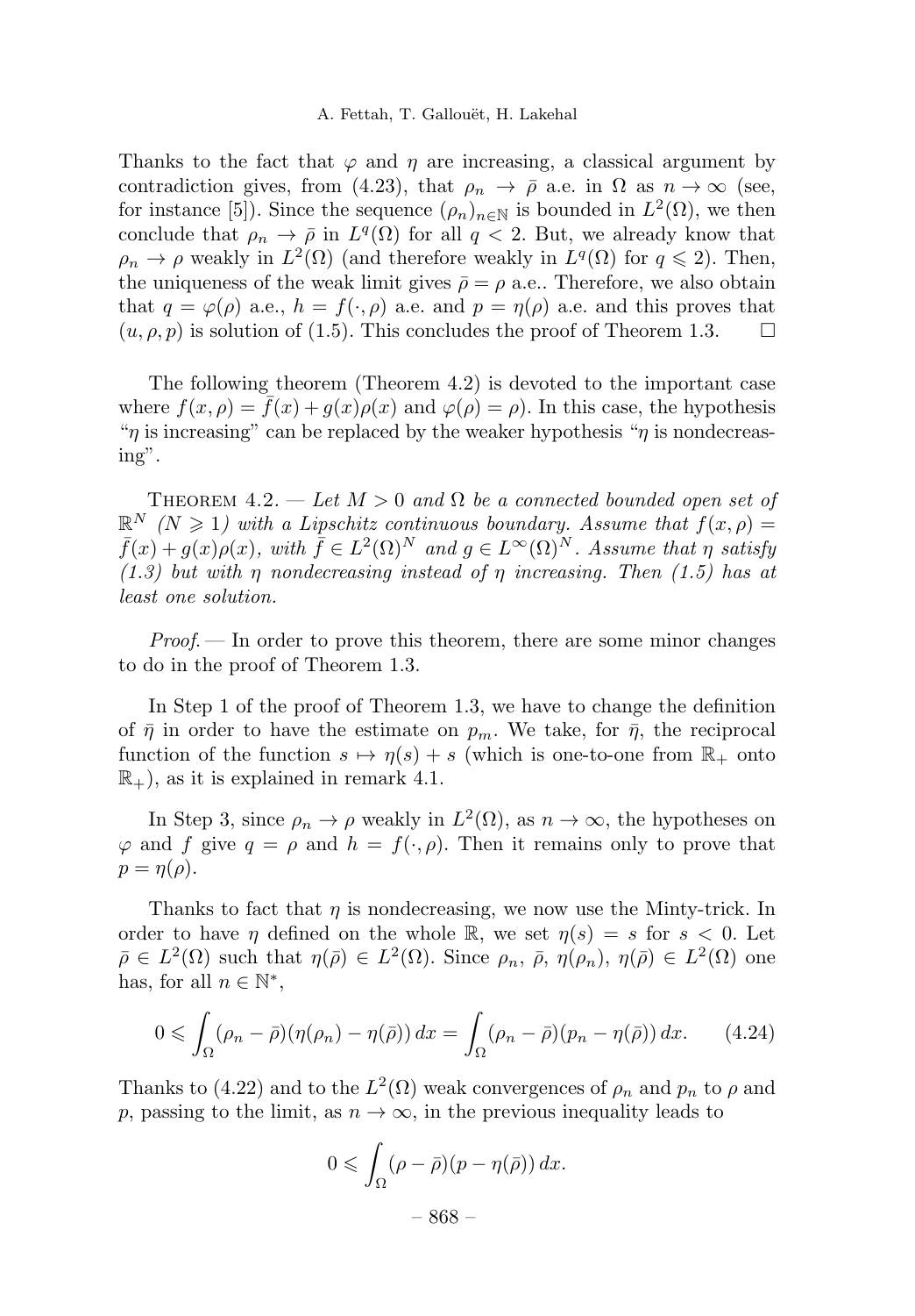Thanks to the fact that $\varphi$ and $\eta$ are increasing, a classical argument by contradiction gives, from (4.23), that $\rho_n \to \bar{\rho}$ a.e. in $\Omega$ as $n \to \infty$ (see, for instance [5]). Since the sequence $(\rho_n)_{n\in\mathbb{N}}$ is bounded in $L^2(\Omega)$, we then conclude that $\rho_n \to \bar{\rho}$ in $L^q(\Omega)$ for all $q < 2$. But, we already know that $\rho_n \to \rho$ weakly in $L^2(\Omega)$ (and therefore weakly in $L^q(\Omega)$ for $q \leqslant 2$). Then, the uniqueness of the weak limit gives $\bar{\rho} = \rho$ a.e.. Therefore, we also obtain that $q = \varphi(\rho)$ a.e., $h = f(\cdot, \rho)$ a.e. and $p = \eta(\rho)$ a.e. and this proves that $(u, \rho, p)$ is solution of (1.5). This concludes the proof of Theorem 1.3. $\square$

The following theorem (Theorem 4.2) is devoted to the important case where $f(x, \rho) = \bar{f}(x) + g(x)\rho(x)$ and $\varphi(\rho) = \rho$. In this case, the hypothesis "$\eta$ is increasing" can be replaced by the weaker hypothesis "$\eta$ is nondecreasing".

THEOREM 4.2. — *Let $M > 0$ and $\Omega$ be a connected bounded open set of $\mathbb{R}^N$ ($N \geqslant 1$) with a Lipschitz continuous boundary. Assume that $f(x, \rho) = \bar{f}(x) + g(x)\rho(x)$, with $\bar{f} \in L^2(\Omega)^N$ and $g \in L^\infty(\Omega)^N$. Assume that $\eta$ satisfy (1.3) but with $\eta$ nondecreasing instead of $\eta$ increasing. Then (1.5) has at least one solution.*

*Proof.* — In order to prove this theorem, there are some minor changes to do in the proof of Theorem 1.3.

In Step 1 of the proof of Theorem 1.3, we have to change the definition of $\bar{\eta}$ in order to have the estimate on $p_m$. We take, for $\bar{\eta}$, the reciprocal function of the function $s \mapsto \eta(s) + s$ (which is one-to-one from $\mathbb{R}_+$ onto $\mathbb{R}_+$), as it is explained in remark 4.1.

In Step 3, since $\rho_n \to \rho$ weakly in $L^2(\Omega)$, as $n \to \infty$, the hypotheses on $\varphi$ and $f$ give $q = \rho$ and $h = f(\cdot, \rho)$. Then it remains only to prove that $p = \eta(\rho)$.

Thanks to fact that $\eta$ is nondecreasing, we now use the Minty-trick. In order to have $\eta$ defined on the whole $\mathbb{R}$, we set $\eta(s) = s$ for $s < 0$. Let $\bar{\rho} \in L^2(\Omega)$ such that $\eta(\bar{\rho}) \in L^2(\Omega)$. Since $\rho_n$, $\bar{\rho}$, $\eta(\rho_n)$, $\eta(\bar{\rho}) \in L^2(\Omega)$ one has, for all $n \in \mathbb{N}^*$,

$$0 \leqslant \int_\Omega (\rho_n - \bar{\rho})(\eta(\rho_n) - \eta(\bar{\rho}))\,dx = \int_\Omega (\rho_n - \bar{\rho})(p_n - \eta(\bar{\rho}))\,dx. \qquad (4.24)$$

Thanks to (4.22) and to the $L^2(\Omega)$ weak convergences of $\rho_n$ and $p_n$ to $\rho$ and $p$, passing to the limit, as $n \to \infty$, in the previous inequality leads to

$$0 \leqslant \int_\Omega (\rho - \bar{\rho})(p - \eta(\bar{\rho}))\,dx.$$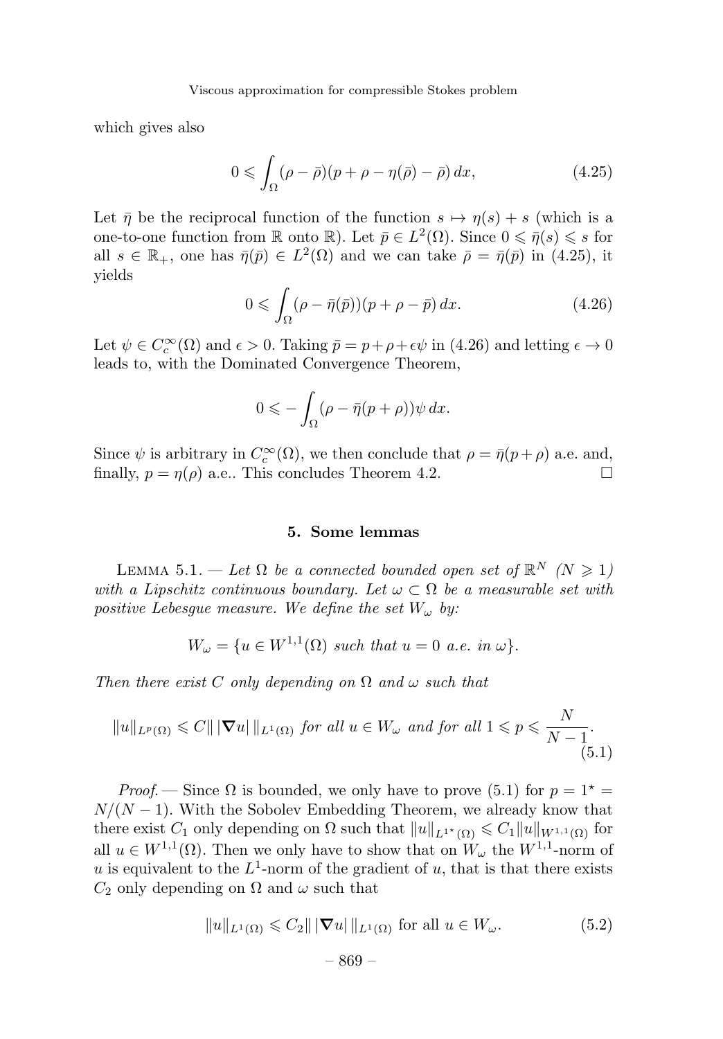which gives also

$$0 \leqslant \int_\Omega (\rho - \bar{\rho})(p + \rho - \eta(\bar{\rho}) - \bar{\rho})\, dx, \tag{4.25}$$

Let $\bar{\eta}$ be the reciprocal function of the function $s \mapsto \eta(s) + s$ (which is a one-to-one function from $\mathbb{R}$ onto $\mathbb{R}$). Let $\bar{p} \in L^2(\Omega)$. Since $0 \leqslant \bar{\eta}(s) \leqslant s$ for all $s \in \mathbb{R}_+$, one has $\bar{\eta}(\bar{p}) \in L^2(\Omega)$ and we can take $\bar{\rho} = \bar{\eta}(\bar{p})$ in (4.25), it yields

$$0 \leqslant \int_\Omega (\rho - \bar{\eta}(\bar{p}))(p + \rho - \bar{p})\, dx. \tag{4.26}$$

Let $\psi \in C_c^\infty(\Omega)$ and $\epsilon > 0$. Taking $\bar{p} = p + \rho + \epsilon\psi$ in (4.26) and letting $\epsilon \to 0$ leads to, with the Dominated Convergence Theorem,

$$0 \leqslant - \int_\Omega (\rho - \bar{\eta}(p + \rho))\psi\, dx.$$

Since $\psi$ is arbitrary in $C_c^\infty(\Omega)$, we then conclude that $\rho = \bar{\eta}(p + \rho)$ a.e. and, finally, $p = \eta(\rho)$ a.e.. This concludes Theorem 4.2. □

## 5. Some lemmas

Lemma 5.1. — *Let $\Omega$ be a connected bounded open set of $\mathbb{R}^N$ $(N \geqslant 1)$ with a Lipschitz continuous boundary. Let $\omega \subset \Omega$ be a measurable set with positive Lebesgue measure. We define the set $W_\omega$ by:*

$$W_\omega = \{u \in W^{1,1}(\Omega) \text{ such that } u = 0 \text{ a.e. in } \omega\}.$$

*Then there exist $C$ only depending on $\Omega$ and $\omega$ such that*

$$\|u\|_{L^p(\Omega)} \leqslant C \|\, |\nabla u|\, \|_{L^1(\Omega)} \text{ for all } u \in W_\omega \text{ and for all } 1 \leqslant p \leqslant \frac{N}{N-1}. \tag{5.1}$$

*Proof.* — Since $\Omega$ is bounded, we only have to prove (5.1) for $p = 1^\star = N/(N-1)$. With the Sobolev Embedding Theorem, we already know that there exist $C_1$ only depending on $\Omega$ such that $\|u\|_{L^{1^\star}(\Omega)} \leqslant C_1 \|u\|_{W^{1,1}(\Omega)}$ for all $u \in W^{1,1}(\Omega)$. Then we only have to show that on $W_\omega$ the $W^{1,1}$-norm of $u$ is equivalent to the $L^1$-norm of the gradient of $u$, that is that there exists $C_2$ only depending on $\Omega$ and $\omega$ such that

$$\|u\|_{L^1(\Omega)} \leqslant C_2 \|\, |\nabla u|\, \|_{L^1(\Omega)} \text{ for all } u \in W_\omega. \tag{5.2}$$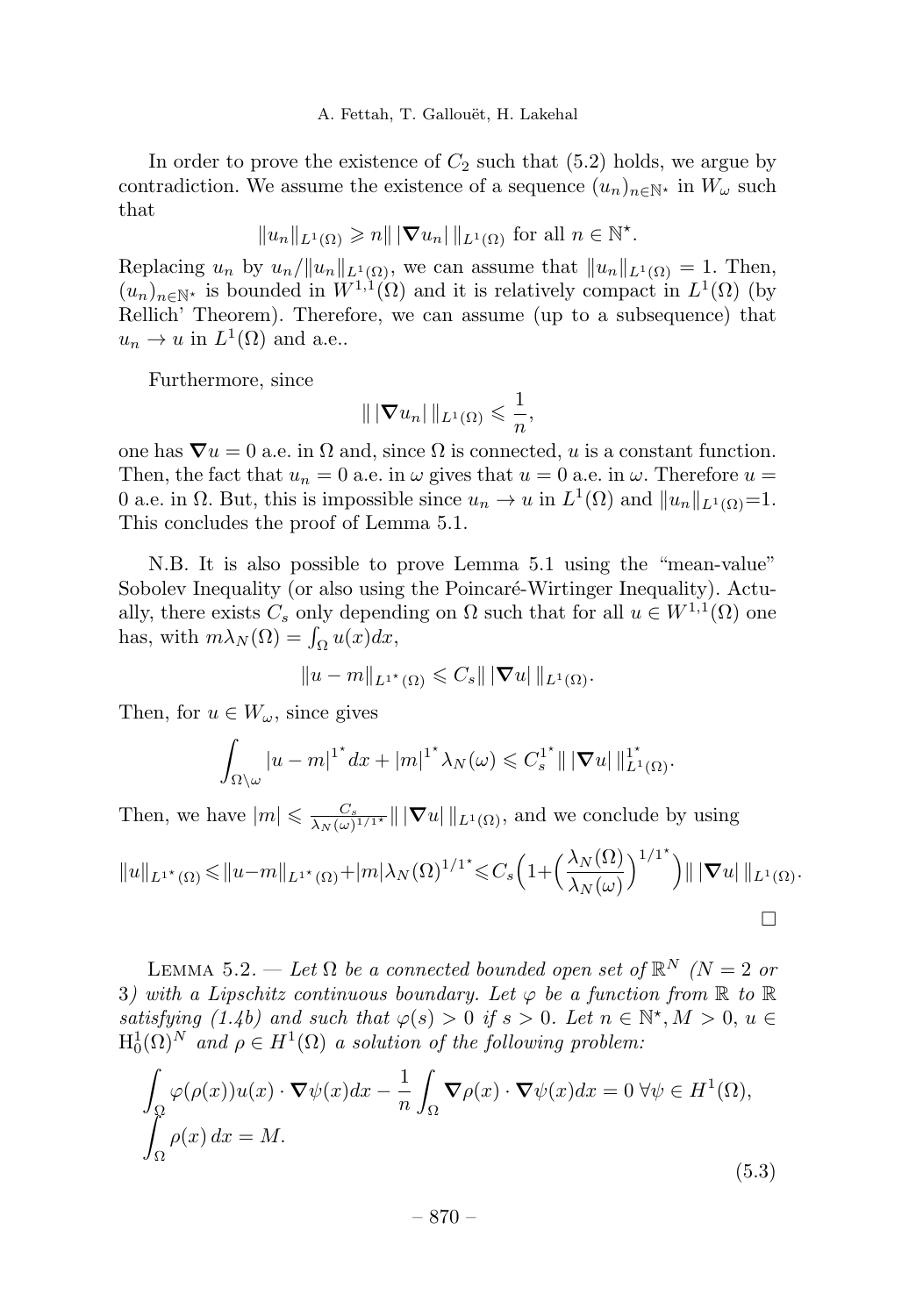In order to prove the existence of $C_2$ such that (5.2) holds, we argue by contradiction. We assume the existence of a sequence $(u_n)_{n\in\mathbb{N}^\star}$ in $W_\omega$ such that

$$\|u_n\|_{L^1(\Omega)} \geqslant n\| \,|\nabla u_n|\, \|_{L^1(\Omega)} \text{ for all } n \in \mathbb{N}^\star.$$

Replacing $u_n$ by $u_n/\|u_n\|_{L^1(\Omega)}$, we can assume that $\|u_n\|_{L^1(\Omega)} = 1$. Then, $(u_n)_{n\in\mathbb{N}^\star}$ is bounded in $W^{1,1}(\Omega)$ and it is relatively compact in $L^1(\Omega)$ (by Rellich' Theorem). Therefore, we can assume (up to a subsequence) that $u_n \to u$ in $L^1(\Omega)$ and a.e..

Furthermore, since

$$\| \,|\nabla u_n|\, \|_{L^1(\Omega)} \leqslant \frac{1}{n},$$

one has $\nabla u = 0$ a.e. in $\Omega$ and, since $\Omega$ is connected, $u$ is a constant function. Then, the fact that $u_n = 0$ a.e. in $\omega$ gives that $u = 0$ a.e. in $\omega$. Therefore $u = 0$ a.e. in $\Omega$. But, this is impossible since $u_n \to u$ in $L^1(\Omega)$ and $\|u_n\|_{L^1(\Omega)}=1$. This concludes the proof of Lemma 5.1.

N.B. It is also possible to prove Lemma 5.1 using the "mean-value" Sobolev Inequality (or also using the Poincaré-Wirtinger Inequality). Actually, there exists $C_s$ only depending on $\Omega$ such that for all $u \in W^{1,1}(\Omega)$ one has, with $m\lambda_N(\Omega) = \int_\Omega u(x)dx$,

$$\|u - m\|_{L^{1^\star}(\Omega)} \leqslant C_s\| \,|\nabla u|\, \|_{L^1(\Omega)}.$$

Then, for $u \in W_\omega$, since gives

$$\int_{\Omega\setminus\omega} |u - m|^{1^\star} dx + |m|^{1^\star}\lambda_N(\omega) \leqslant C_s^{1^\star}\| \,|\nabla u|\, \|_{L^1(\Omega)}^{1^\star}.$$

Then, we have $|m| \leqslant \frac{C_s}{\lambda_N(\omega)^{1/1^\star}}\| \,|\nabla u|\, \|_{L^1(\Omega)}$, and we conclude by using

$$\|u\|_{L^{1^\star}(\Omega)} \leqslant \|u-m\|_{L^{1^\star}(\Omega)} + |m|\lambda_N(\Omega)^{1/1^\star} \leqslant C_s\Big(1+\Big(\frac{\lambda_N(\Omega)}{\lambda_N(\omega)}\Big)^{1/1^\star}\Big)\| \,|\nabla u|\, \|_{L^1(\Omega)}.$$

□

LEMMA 5.2. — *Let $\Omega$ be a connected bounded open set of $\mathbb{R}^N$ ($N = 2$ or $3$) with a Lipschitz continuous boundary. Let $\varphi$ be a function from $\mathbb{R}$ to $\mathbb{R}$ satisfying (1.4b) and such that $\varphi(s) > 0$ if $s > 0$. Let $n \in \mathbb{N}^\star, M > 0$, $u \in \mathrm{H}_0^1(\Omega)^N$ and $\rho \in H^1(\Omega)$ a solution of the following problem:*

$$\begin{aligned}
&\int_\Omega \varphi(\rho(x))u(x)\cdot\nabla\psi(x)dx - \frac{1}{n}\int_\Omega \nabla\rho(x)\cdot\nabla\psi(x)dx = 0 \;\forall\psi \in H^1(\Omega),\\
&\int_\Omega \rho(x)\,dx = M.
\end{aligned} \tag{5.3}$$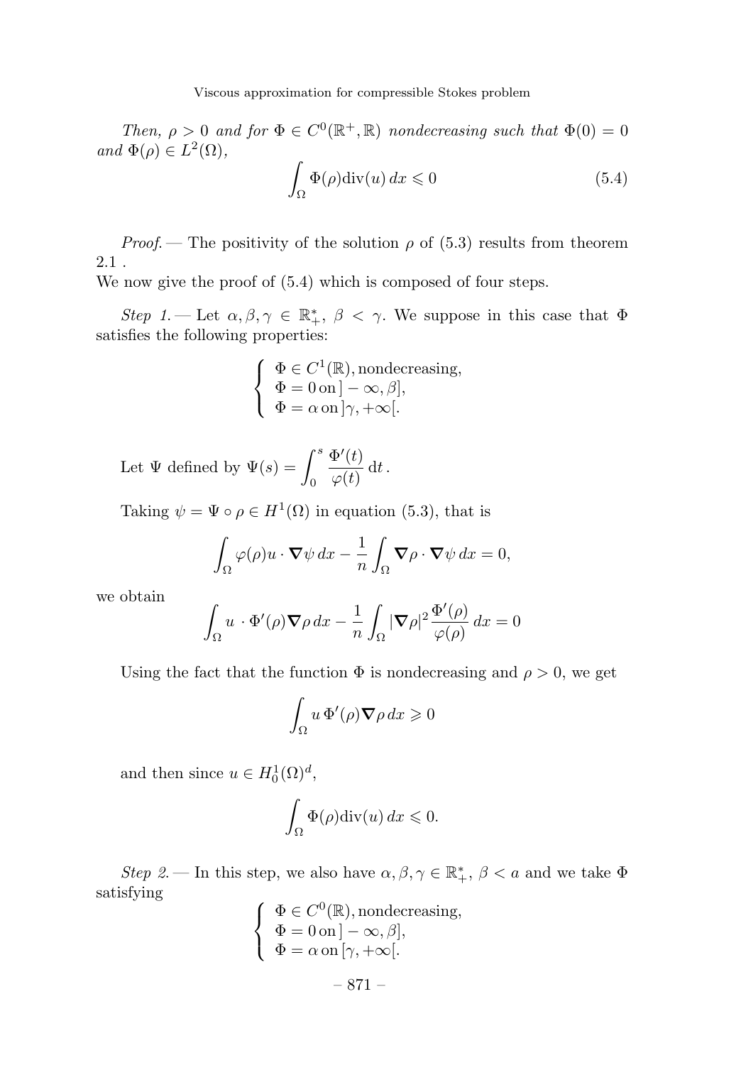*Then, $\rho > 0$ and for $\Phi \in C^0(\mathbb{R}^+, \mathbb{R})$ nondecreasing such that $\Phi(0) = 0$ and $\Phi(\rho) \in L^2(\Omega)$,*

$$\int_\Omega \Phi(\rho)\operatorname{div}(u)\,dx \leqslant 0 \tag{5.4}$$

*Proof.* — The positivity of the solution $\rho$ of (5.3) results from theorem 2.1 .
We now give the proof of (5.4) which is composed of four steps.

*Step 1.* — Let $\alpha, \beta, \gamma \in \mathbb{R}_+^*$, $\beta < \gamma$. We suppose in this case that $\Phi$ satisfies the following properties:

$$\left\{\begin{array}{l} \Phi \in C^1(\mathbb{R}), \text{nondecreasing}, \\ \Phi = 0 \,\text{on}\, ]-\infty, \beta], \\ \Phi = \alpha \,\text{on}\, ]\gamma, +\infty[. \end{array}\right.$$

Let $\Psi$ defined by $\Psi(s) = \displaystyle\int_0^s \frac{\Phi'(t)}{\varphi(t)}\,\mathrm{d}t$.

Taking $\psi = \Psi \circ \rho \in H^1(\Omega)$ in equation (5.3), that is

$$\int_\Omega \varphi(\rho) u \cdot \boldsymbol{\nabla}\psi\,dx - \frac{1}{n}\int_\Omega \boldsymbol{\nabla}\rho \cdot \boldsymbol{\nabla}\psi\,dx = 0,$$

we obtain

$$\int_\Omega u \,\cdot \Phi'(\rho)\boldsymbol{\nabla}\rho\,dx - \frac{1}{n}\int_\Omega |\boldsymbol{\nabla}\rho|^2 \frac{\Phi'(\rho)}{\varphi(\rho)}\,dx = 0$$

Using the fact that the function $\Phi$ is nondecreasing and $\rho > 0$, we get

$$\int_\Omega u\,\Phi'(\rho)\boldsymbol{\nabla}\rho\,dx \geqslant 0$$

and then since $u \in H_0^1(\Omega)^d$,

$$\int_\Omega \Phi(\rho)\operatorname{div}(u)\,dx \leqslant 0.$$

*Step 2.* — In this step, we also have $\alpha, \beta, \gamma \in \mathbb{R}_+^*$, $\beta < a$ and we take $\Phi$ satisfying

$$\left\{\begin{array}{l} \Phi \in C^0(\mathbb{R}), \text{nondecreasing}, \\ \Phi = 0 \,\text{on}\, ]-\infty, \beta], \\ \Phi = \alpha \,\text{on}\, [\gamma, +\infty[. \end{array}\right.$$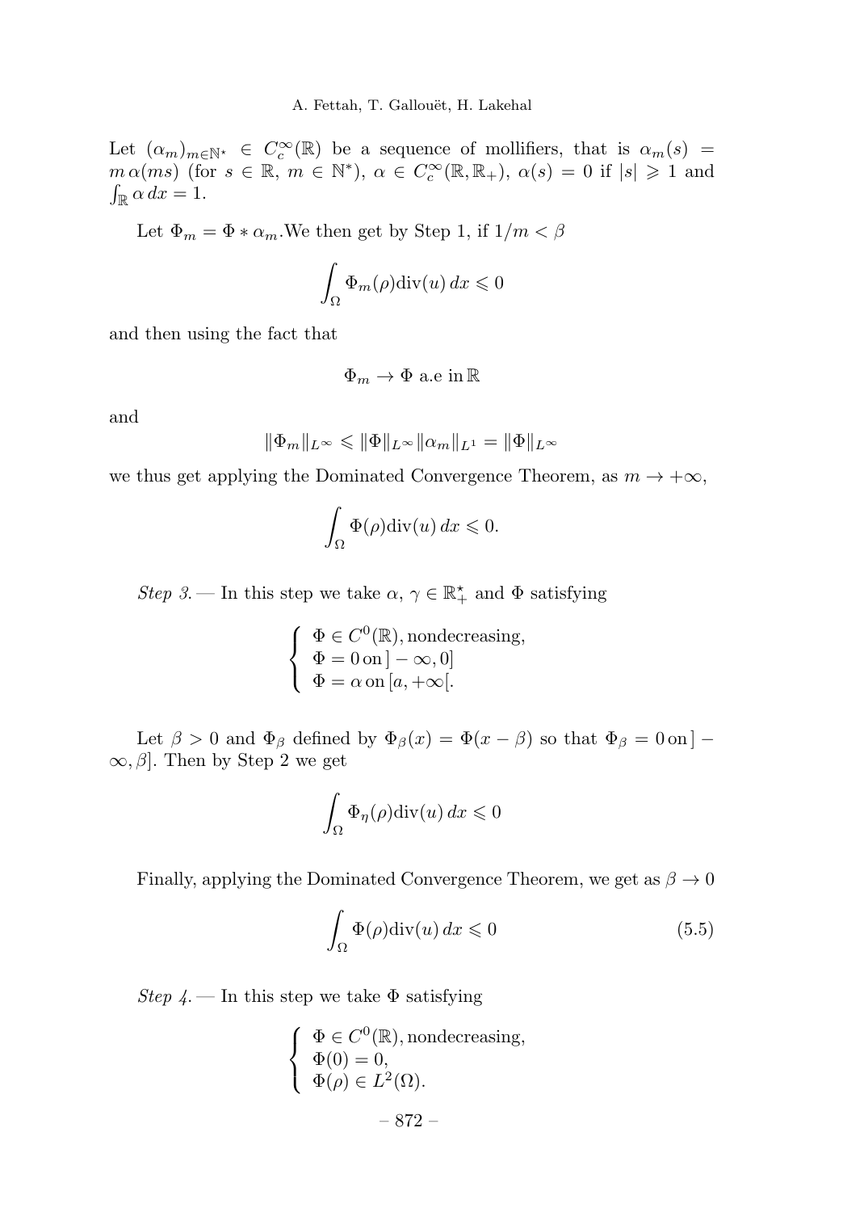Let $(\alpha_m)_{m\in\mathbb{N}^\star} \in C_c^\infty(\mathbb{R})$ be a sequence of mollifiers, that is $\alpha_m(s) = m\,\alpha(ms)$ (for $s \in \mathbb{R}$, $m \in \mathbb{N}^*$), $\alpha \in C_c^\infty(\mathbb{R}, \mathbb{R}_+)$, $\alpha(s) = 0$ if $|s| \geqslant 1$ and $\int_{\mathbb{R}} \alpha\, dx = 1$.

Let $\Phi_m = \Phi * \alpha_m$.We then get by Step 1, if $1/m < \beta$

$$\int_\Omega \Phi_m(\rho)\mathrm{div}(u)\, dx \leqslant 0$$

and then using the fact that

$$\Phi_m \to \Phi \text{ a.e in } \mathbb{R}$$

and

$$\|\Phi_m\|_{L^\infty} \leqslant \|\Phi\|_{L^\infty}\|\alpha_m\|_{L^1} = \|\Phi\|_{L^\infty}$$

we thus get applying the Dominated Convergence Theorem, as $m \to +\infty$,

$$\int_\Omega \Phi(\rho)\mathrm{div}(u)\, dx \leqslant 0.$$

*Step 3.* — In this step we take $\alpha$, $\gamma \in \mathbb{R}_+^\star$ and $\Phi$ satisfying

$$\begin{cases} \Phi \in C^0(\mathbb{R}), \text{nondecreasing}, \\ \Phi = 0 \text{ on } ]-\infty, 0] \\ \Phi = \alpha \text{ on } [a, +\infty[. \end{cases}$$

Let $\beta > 0$ and $\Phi_\beta$ defined by $\Phi_\beta(x) = \Phi(x - \beta)$ so that $\Phi_\beta = 0 \text{ on } ]-\infty, \beta]$. Then by Step 2 we get

$$\int_\Omega \Phi_\eta(\rho)\mathrm{div}(u)\, dx \leqslant 0$$

Finally, applying the Dominated Convergence Theorem, we get as $\beta \to 0$

$$\int_\Omega \Phi(\rho)\mathrm{div}(u)\, dx \leqslant 0 \tag{5.5}$$

*Step 4.* — In this step we take $\Phi$ satisfying

$$\begin{cases} \Phi \in C^0(\mathbb{R}), \text{nondecreasing}, \\ \Phi(0) = 0, \\ \Phi(\rho) \in L^2(\Omega). \end{cases}$$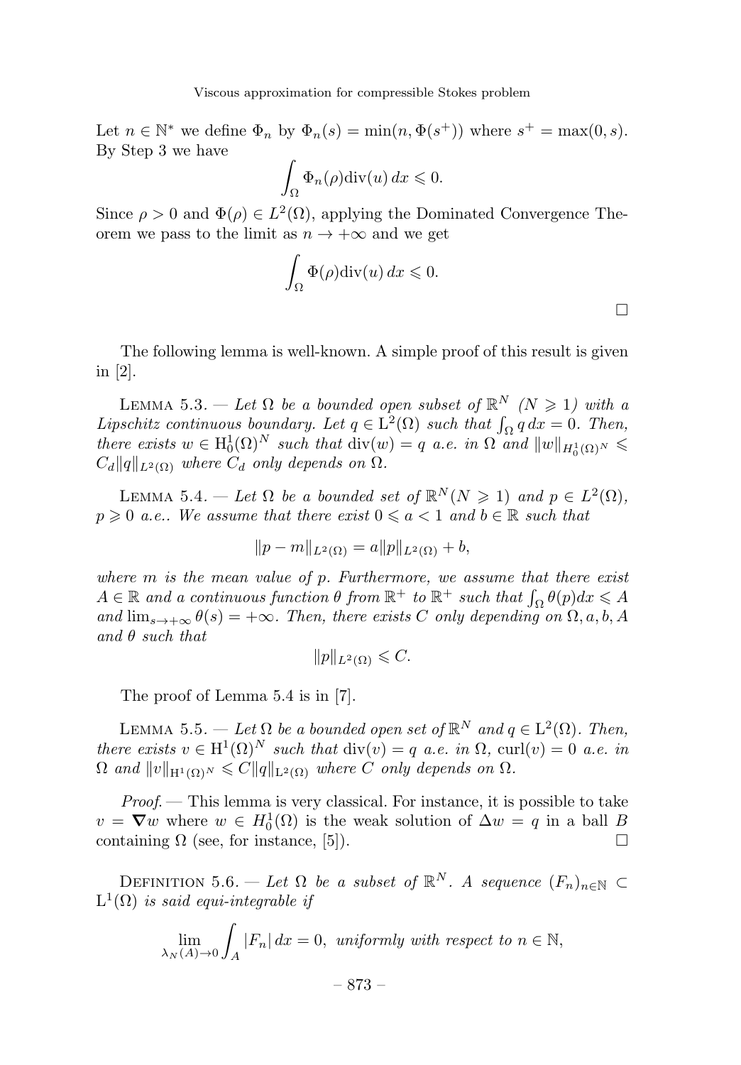Let $n \in \mathbb{N}^*$ we define $\Phi_n$ by $\Phi_n(s) = \min(n, \Phi(s^+))$ where $s^+ = \max(0, s)$. By Step 3 we have

$$\int_\Omega \Phi_n(\rho) \mathrm{div}(u)\, dx \leqslant 0.$$

Since $\rho > 0$ and $\Phi(\rho) \in L^2(\Omega)$, applying the Dominated Convergence Theorem we pass to the limit as $n \to +\infty$ and we get

$$\int_\Omega \Phi(\rho) \mathrm{div}(u)\, dx \leqslant 0.$$

□

The following lemma is well-known. A simple proof of this result is given in [2].

Lemma 5.3. — *Let $\Omega$ be a bounded open subset of $\mathbb{R}^N$ ($N \geqslant 1$) with a Lipschitz continuous boundary. Let $q \in \mathrm{L}^2(\Omega)$ such that $\int_\Omega q\, dx = 0$. Then, there exists $w \in \mathrm{H}_0^1(\Omega)^N$ such that $\mathrm{div}(w) = q$ a.e. in $\Omega$ and $\|w\|_{H_0^1(\Omega)^N} \leqslant C_d \|q\|_{L^2(\Omega)}$ where $C_d$ only depends on $\Omega$.*

Lemma 5.4. — *Let $\Omega$ be a bounded set of $\mathbb{R}^N (N \geqslant 1)$ and $p \in L^2(\Omega)$, $p \geqslant 0$ a.e.. We assume that there exist $0 \leqslant a < 1$ and $b \in \mathbb{R}$ such that*

$$\|p - m\|_{L^2(\Omega)} = a\|p\|_{L^2(\Omega)} + b,$$

*where $m$ is the mean value of $p$. Furthermore, we assume that there exist $A \in \mathbb{R}$ and a continuous function $\theta$ from $\mathbb{R}^+$ to $\mathbb{R}^+$ such that $\int_\Omega \theta(p) dx \leqslant A$ and $\lim_{s \to +\infty} \theta(s) = +\infty$. Then, there exists $C$ only depending on $\Omega, a, b, A$ and $\theta$ such that*

$$\|p\|_{L^2(\Omega)} \leqslant C.$$

The proof of Lemma 5.4 is in [7].

Lemma 5.5. — *Let $\Omega$ be a bounded open set of $\mathbb{R}^N$ and $q \in \mathrm{L}^2(\Omega)$. Then, there exists $v \in \mathrm{H}^1(\Omega)^N$ such that $\mathrm{div}(v) = q$ a.e. in $\Omega$, $\mathrm{curl}(v) = 0$ a.e. in $\Omega$ and $\|v\|_{\mathrm{H}^1(\Omega)^N} \leqslant C\|q\|_{\mathrm{L}^2(\Omega)}$ where $C$ only depends on $\Omega$.*

*Proof.* — This lemma is very classical. For instance, it is possible to take $v = \boldsymbol{\nabla} w$ where $w \in H_0^1(\Omega)$ is the weak solution of $\Delta w = q$ in a ball $B$ containing $\Omega$ (see, for instance, [5]). □

Definition 5.6. — *Let $\Omega$ be a subset of $\mathbb{R}^N$. A sequence $(F_n)_{n \in \mathbb{N}} \subset \mathrm{L}^1(\Omega)$ is said equi-integrable if*

$$\lim_{\lambda_N(A) \to 0} \int_A |F_n|\, dx = 0, \text{ uniformly with respect to } n \in \mathbb{N},$$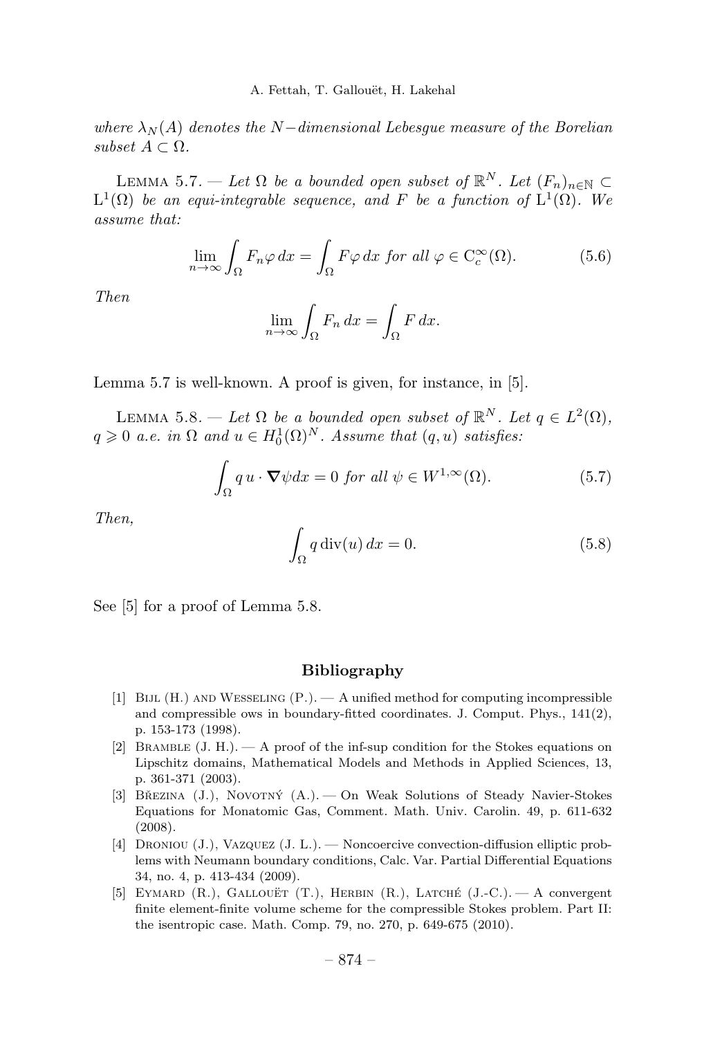*where $\lambda_N(A)$ denotes the $N-$dimensional Lebesgue measure of the Borelian subset $A \subset \Omega$.*

LEMMA 5.7. — *Let $\Omega$ be a bounded open subset of $\mathbb{R}^N$. Let $(F_n)_{n\in\mathbb{N}} \subset \mathrm{L}^1(\Omega)$ be an equi-integrable sequence, and $F$ be a function of $\mathrm{L}^1(\Omega)$. We assume that:*

$$\lim_{n\to\infty} \int_\Omega F_n \varphi \, dx = \int_\Omega F \varphi \, dx \text{ for all } \varphi \in \mathrm{C}_c^\infty(\Omega). \tag{5.6}$$

*Then*

$$\lim_{n\to\infty} \int_\Omega F_n \, dx = \int_\Omega F \, dx.$$

Lemma 5.7 is well-known. A proof is given, for instance, in [5].

LEMMA 5.8. — *Let $\Omega$ be a bounded open subset of $\mathbb{R}^N$. Let $q \in L^2(\Omega)$, $q \geqslant 0$ a.e. in $\Omega$ and $u \in H_0^1(\Omega)^N$. Assume that $(q,u)$ satisfies:*

$$\int_\Omega q \, u \cdot \boldsymbol{\nabla} \psi dx = 0 \text{ for all } \psi \in W^{1,\infty}(\Omega). \tag{5.7}$$

*Then,*

$$\int_\Omega q \operatorname{div}(u) \, dx = 0. \tag{5.8}$$

See [5] for a proof of Lemma 5.8.

## Bibliography

[1] Bijl (H.) and Wesseling (P.). — A unified method for computing incompressible and compressible ows in boundary-fitted coordinates. J. Comput. Phys., 141(2), p. 153-173 (1998).

[2] Bramble (J. H.). — A proof of the inf-sup condition for the Stokes equations on Lipschitz domains, Mathematical Models and Methods in Applied Sciences, 13, p. 361-371 (2003).

[3] Březina (J.), Novotný (A.). — On Weak Solutions of Steady Navier-Stokes Equations for Monatomic Gas, Comment. Math. Univ. Carolin. 49, p. 611-632 (2008).

[4] Droniou (J.), Vazquez (J. L.). — Noncoercive convection-diffusion elliptic problems with Neumann boundary conditions, Calc. Var. Partial Differential Equations 34, no. 4, p. 413-434 (2009).

[5] Eymard (R.), Gallouët (T.), Herbin (R.), Latché (J.-C.). — A convergent finite element-finite volume scheme for the compressible Stokes problem. Part II: the isentropic case. Math. Comp. 79, no. 270, p. 649-675 (2010).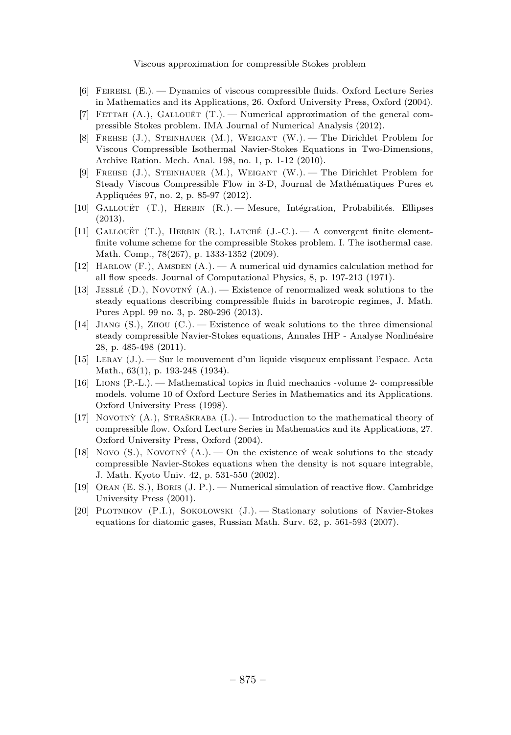[6] Feireisl (E.). — Dynamics of viscous compressible fluids. Oxford Lecture Series in Mathematics and its Applications, 26. Oxford University Press, Oxford (2004).

[7] Fettah (A.), Gallouët (T.). — Numerical approximation of the general compressible Stokes problem. IMA Journal of Numerical Analysis (2012).

[8] Frehse (J.), Steinhauer (M.), Weigant (W.). — The Dirichlet Problem for Viscous Compressible Isothermal Navier-Stokes Equations in Two-Dimensions, Archive Ration. Mech. Anal. 198, no. 1, p. 1-12 (2010).

[9] Frehse (J.), Steinhauer (M.), Weigant (W.). — The Dirichlet Problem for Steady Viscous Compressible Flow in 3-D, Journal de Mathématiques Pures et Appliquées 97, no. 2, p. 85-97 (2012).

[10] Gallouët (T.), Herbin (R.). — Mesure, Intégration, Probabilités. Ellipses (2013).

[11] Gallouët (T.), Herbin (R.), Latché (J.-C.). — A convergent finite element-finite volume scheme for the compressible Stokes problem. I. The isothermal case. Math. Comp., 78(267), p. 1333-1352 (2009).

[12] Harlow (F.), Amsden (A.). — A numerical uid dynamics calculation method for all flow speeds. Journal of Computational Physics, 8, p. 197-213 (1971).

[13] Jesslé (D.), Novotný (A.). — Existence of renormalized weak solutions to the steady equations describing compressible fluids in barotropic regimes, J. Math. Pures Appl. 99 no. 3, p. 280-296 (2013).

[14] Jiang (S.), Zhou (C.). — Existence of weak solutions to the three dimensional steady compressible Navier-Stokes equations, Annales IHP - Analyse Nonlinéaire 28, p. 485-498 (2011).

[15] Leray (J.). — Sur le mouvement d'un liquide visqueux emplissant l'espace. Acta Math., 63(1), p. 193-248 (1934).

[16] Lions (P.-L.). — Mathematical topics in fluid mechanics -volume 2- compressible models. volume 10 of Oxford Lecture Series in Mathematics and its Applications. Oxford University Press (1998).

[17] Novotnỳ (A.), Straškraba (I.). — Introduction to the mathematical theory of compressible flow. Oxford Lecture Series in Mathematics and its Applications, 27. Oxford University Press, Oxford (2004).

[18] Novo (S.), Novotný (A.). — On the existence of weak solutions to the steady compressible Navier-Stokes equations when the density is not square integrable, J. Math. Kyoto Univ. 42, p. 531-550 (2002).

[19] Oran (E. S.), Boris (J. P.). — Numerical simulation of reactive flow. Cambridge University Press (2001).

[20] Plotnikov (P.I.), Sokolowski (J.). — Stationary solutions of Navier-Stokes equations for diatomic gases, Russian Math. Surv. 62, p. 561-593 (2007).